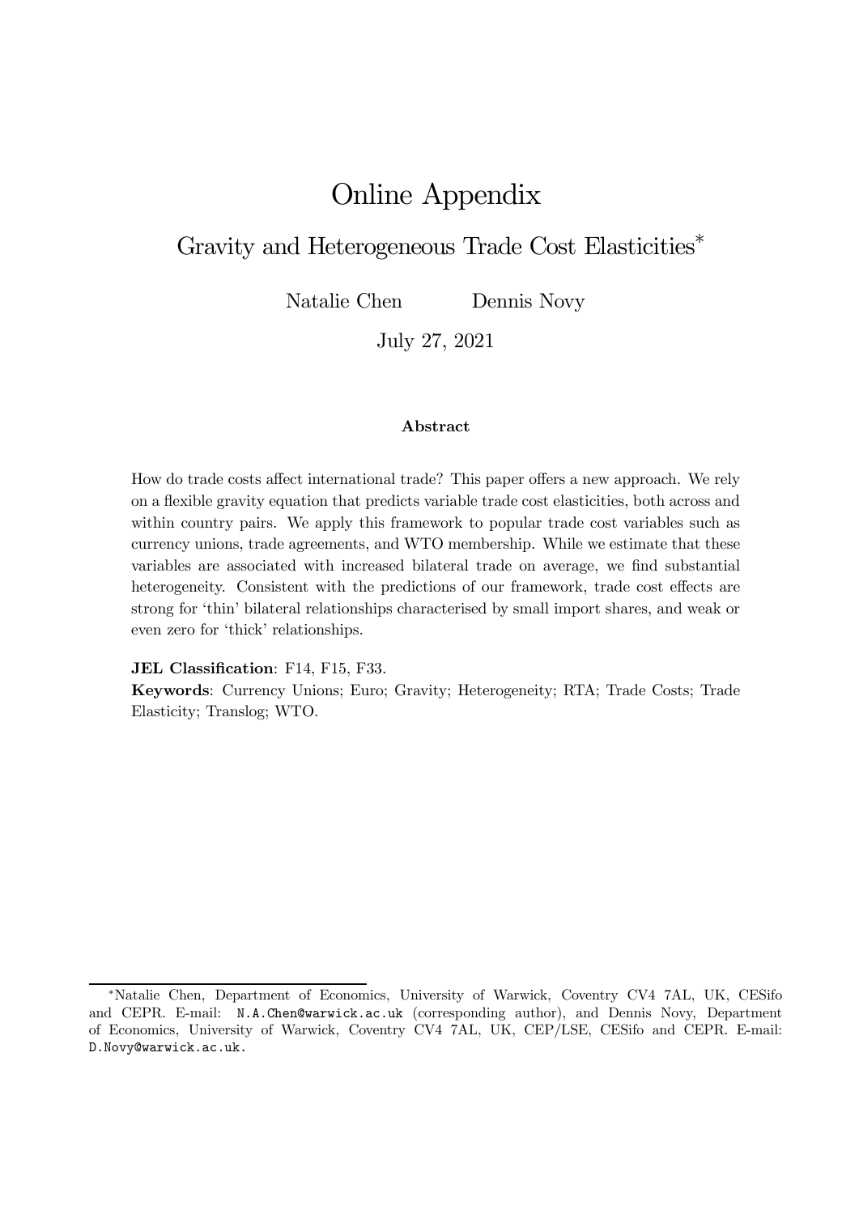# Online Appendix

## Gravity and Heterogeneous Trade Cost Elasticities*

Natalie Chen Dennis Novy

July 27, 2021

**Abstract**

How do trade costs affect international trade? This paper offers a new approach. We rely on a flexible gravity equation that predicts variable trade cost elasticities, both across and within country pairs. We apply this framework to popular trade cost variables such as currency unions, trade agreements, and WTO membership. While we estimate that these variables are associated with increased bilateral trade on average, we find substantial heterogeneity. Consistent with the predictions of our framework, trade cost effects are strong for 'thin' bilateral relationships characterised by small import shares, and weak or even zero for 'thick' relationships.

**JEL Classification**: F14, F15, F33.

**Keywords**: Currency Unions; Euro; Gravity; Heterogeneity; RTA; Trade Costs; Trade Elasticity; Translog; WTO.

---

*Natalie Chen, Department of Economics, University of Warwick, Coventry CV4 7AL, UK, CESifo and CEPR. E-mail: N.A.Chen@warwick.ac.uk (corresponding author), and Dennis Novy, Department of Economics, University of Warwick, Coventry CV4 7AL, UK, CEP/LSE, CESifo and CEPR. E-mail: D.Novy@warwick.ac.uk.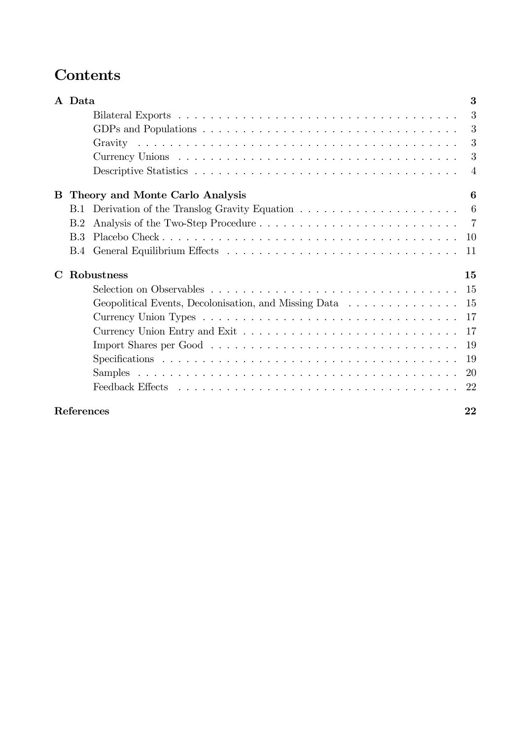# Contents

| | | |
|---|---|---|
| **A** | **Data** | **3** |
| | Bilateral Exports | 3 |
| | GDPs and Populations | 3 |
| | Gravity | 3 |
| | Currency Unions | 3 |
| | Descriptive Statistics | 4 |
| **B** | **Theory and Monte Carlo Analysis** | **6** |
| B.1 | Derivation of the Translog Gravity Equation | 6 |
| B.2 | Analysis of the Two-Step Procedure | 7 |
| B.3 | Placebo Check | 10 |
| B.4 | General Equilibrium Effects | 11 |
| **C** | **Robustness** | **15** |
| | Selection on Observables | 15 |
| | Geopolitical Events, Decolonisation, and Missing Data | 15 |
| | Currency Union Types | 17 |
| | Currency Union Entry and Exit | 17 |
| | Import Shares per Good | 19 |
| | Specifications | 19 |
| | Samples | 20 |
| | Feedback Effects | 22 |
| | **References** | **22** |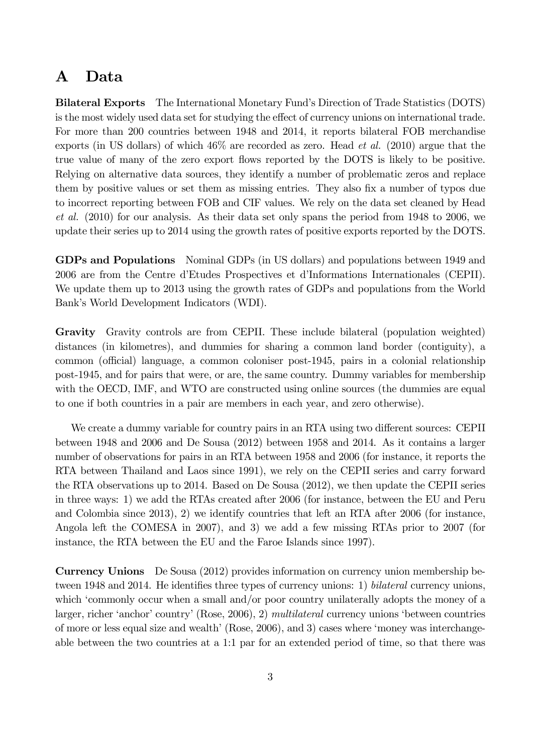# A Data

**Bilateral Exports** The International Monetary Fund's Direction of Trade Statistics (DOTS) is the most widely used data set for studying the effect of currency unions on international trade. For more than 200 countries between 1948 and 2014, it reports bilateral FOB merchandise exports (in US dollars) of which 46% are recorded as zero. Head *et al.* (2010) argue that the true value of many of the zero export flows reported by the DOTS is likely to be positive. Relying on alternative data sources, they identify a number of problematic zeros and replace them by positive values or set them as missing entries. They also fix a number of typos due to incorrect reporting between FOB and CIF values. We rely on the data set cleaned by Head *et al.* (2010) for our analysis. As their data set only spans the period from 1948 to 2006, we update their series up to 2014 using the growth rates of positive exports reported by the DOTS.

**GDPs and Populations** Nominal GDPs (in US dollars) and populations between 1949 and 2006 are from the Centre d'Etudes Prospectives et d'Informations Internationales (CEPII). We update them up to 2013 using the growth rates of GDPs and populations from the World Bank's World Development Indicators (WDI).

**Gravity** Gravity controls are from CEPII. These include bilateral (population weighted) distances (in kilometres), and dummies for sharing a common land border (contiguity), a common (official) language, a common coloniser post-1945, pairs in a colonial relationship post-1945, and for pairs that were, or are, the same country. Dummy variables for membership with the OECD, IMF, and WTO are constructed using online sources (the dummies are equal to one if both countries in a pair are members in each year, and zero otherwise).

We create a dummy variable for country pairs in an RTA using two different sources: CEPII between 1948 and 2006 and De Sousa (2012) between 1958 and 2014. As it contains a larger number of observations for pairs in an RTA between 1958 and 2006 (for instance, it reports the RTA between Thailand and Laos since 1991), we rely on the CEPII series and carry forward the RTA observations up to 2014. Based on De Sousa (2012), we then update the CEPII series in three ways: 1) we add the RTAs created after 2006 (for instance, between the EU and Peru and Colombia since 2013), 2) we identify countries that left an RTA after 2006 (for instance, Angola left the COMESA in 2007), and 3) we add a few missing RTAs prior to 2007 (for instance, the RTA between the EU and the Faroe Islands since 1997).

**Currency Unions** De Sousa (2012) provides information on currency union membership between 1948 and 2014. He identifies three types of currency unions: 1) *bilateral* currency unions, which 'commonly occur when a small and/or poor country unilaterally adopts the money of a larger, richer 'anchor' country' (Rose, 2006), 2) *multilateral* currency unions 'between countries of more or less equal size and wealth' (Rose, 2006), and 3) cases where 'money was interchangeable between the two countries at a 1:1 par for an extended period of time, so that there was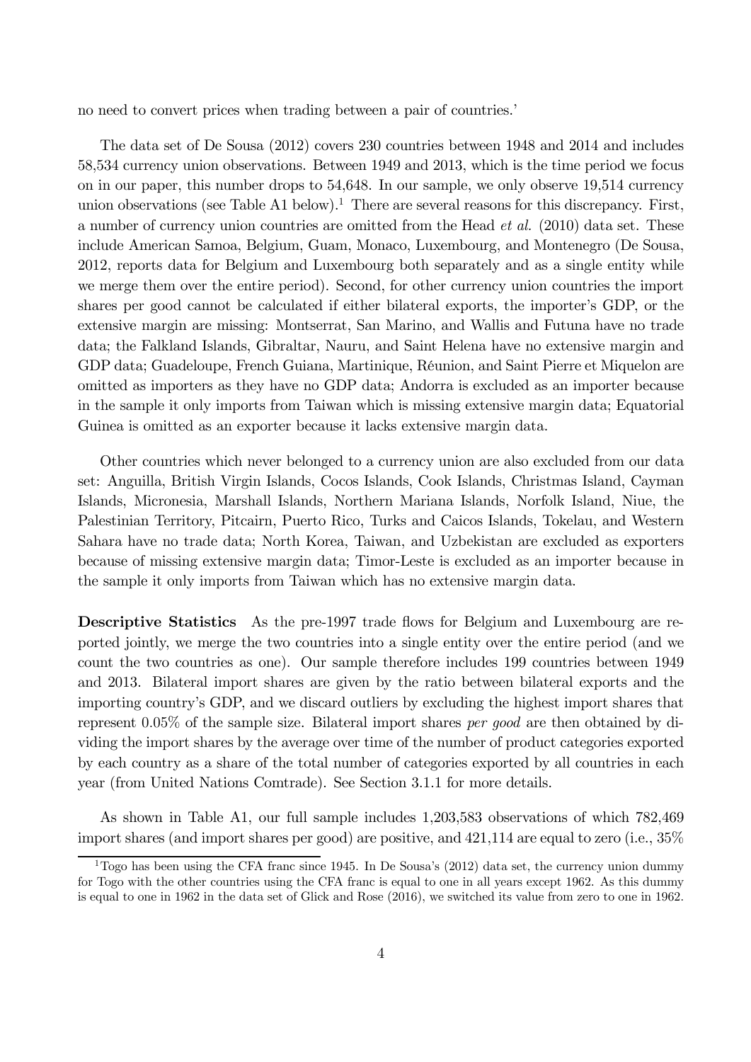no need to convert prices when trading between a pair of countries.'

The data set of De Sousa (2012) covers 230 countries between 1948 and 2014 and includes 58,534 currency union observations. Between 1949 and 2013, which is the time period we focus on in our paper, this number drops to 54,648. In our sample, we only observe 19,514 currency union observations (see Table A1 below).[1] There are several reasons for this discrepancy. First, a number of currency union countries are omitted from the Head *et al.* (2010) data set. These include American Samoa, Belgium, Guam, Monaco, Luxembourg, and Montenegro (De Sousa, 2012, reports data for Belgium and Luxembourg both separately and as a single entity while we merge them over the entire period). Second, for other currency union countries the import shares per good cannot be calculated if either bilateral exports, the importer's GDP, or the extensive margin are missing: Montserrat, San Marino, and Wallis and Futuna have no trade data; the Falkland Islands, Gibraltar, Nauru, and Saint Helena have no extensive margin and GDP data; Guadeloupe, French Guiana, Martinique, Réunion, and Saint Pierre et Miquelon are omitted as importers as they have no GDP data; Andorra is excluded as an importer because in the sample it only imports from Taiwan which is missing extensive margin data; Equatorial Guinea is omitted as an exporter because it lacks extensive margin data.

Other countries which never belonged to a currency union are also excluded from our data set: Anguilla, British Virgin Islands, Cocos Islands, Cook Islands, Christmas Island, Cayman Islands, Micronesia, Marshall Islands, Northern Mariana Islands, Norfolk Island, Niue, the Palestinian Territory, Pitcairn, Puerto Rico, Turks and Caicos Islands, Tokelau, and Western Sahara have no trade data; North Korea, Taiwan, and Uzbekistan are excluded as exporters because of missing extensive margin data; Timor-Leste is excluded as an importer because in the sample it only imports from Taiwan which has no extensive margin data.

**Descriptive Statistics** As the pre-1997 trade flows for Belgium and Luxembourg are reported jointly, we merge the two countries into a single entity over the entire period (and we count the two countries as one). Our sample therefore includes 199 countries between 1949 and 2013. Bilateral import shares are given by the ratio between bilateral exports and the importing country's GDP, and we discard outliers by excluding the highest import shares that represent 0.05% of the sample size. Bilateral import shares *per good* are then obtained by dividing the import shares by the average over time of the number of product categories exported by each country as a share of the total number of categories exported by all countries in each year (from United Nations Comtrade). See Section 3.1.1 for more details.

As shown in Table A1, our full sample includes 1,203,583 observations of which 782,469 import shares (and import shares per good) are positive, and 421,114 are equal to zero (i.e., 35%

[1] Togo has been using the CFA franc since 1945. In De Sousa's (2012) data set, the currency union dummy for Togo with the other countries using the CFA franc is equal to one in all years except 1962. As this dummy is equal to one in 1962 in the data set of Glick and Rose (2016), we switched its value from zero to one in 1962.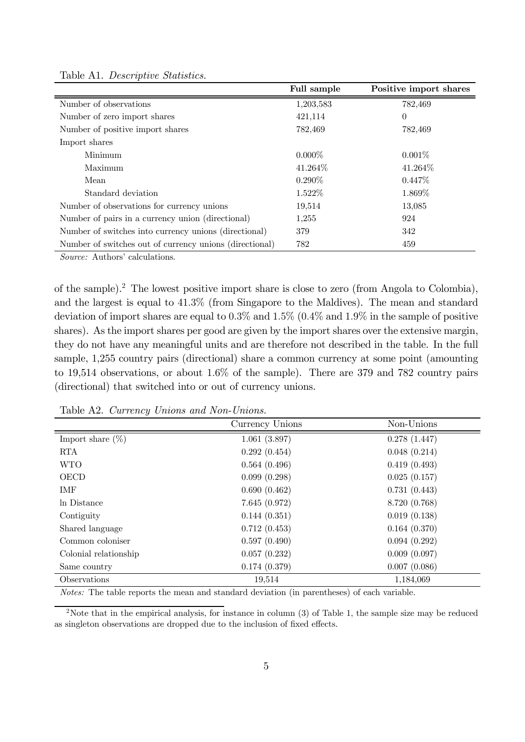Table A1. *Descriptive Statistics.*

| | **Full sample** | **Positive import shares** |
|---|---|---|
| Number of observations | 1,203,583 | 782,469 |
| Number of zero import shares | 421,114 | 0 |
| Number of positive import shares | 782,469 | 782,469 |
| Import shares | | |
| Minimum | 0.000% | 0.001% |
| Maximum | 41.264% | 41.264% |
| Mean | 0.290% | 0.447% |
| Standard deviation | 1.522% | 1.869% |
| Number of observations for currency unions | 19,514 | 13,085 |
| Number of pairs in a currency union (directional) | 1,255 | 924 |
| Number of switches into currency unions (directional) | 379 | 342 |
| Number of switches out of currency unions (directional) | 782 | 459 |

*Source:* Authors' calculations.

of the sample).[2] The lowest positive import share is close to zero (from Angola to Colombia), and the largest is equal to 41.3% (from Singapore to the Maldives). The mean and standard deviation of import shares are equal to 0.3% and 1.5% (0.4% and 1.9% in the sample of positive shares). As the import shares per good are given by the import shares over the extensive margin, they do not have any meaningful units and are therefore not described in the table. In the full sample, 1,255 country pairs (directional) share a common currency at some point (amounting to 19,514 observations, or about 1.6% of the sample). There are 379 and 782 country pairs (directional) that switched into or out of currency unions.

Table A2. *Currency Unions and Non-Unions.*

| | Currency Unions | Non-Unions |
|---|---|---|
| Import share (%) | 1.061 (3.897) | 0.278 (1.447) |
| RTA | 0.292 (0.454) | 0.048 (0.214) |
| WTO | 0.564 (0.496) | 0.419 (0.493) |
| OECD | 0.099 (0.298) | 0.025 (0.157) |
| IMF | 0.690 (0.462) | 0.731 (0.443) |
| ln Distance | 7.645 (0.972) | 8.720 (0.768) |
| Contiguity | 0.144 (0.351) | 0.019 (0.138) |
| Shared language | 0.712 (0.453) | 0.164 (0.370) |
| Common coloniser | 0.597 (0.490) | 0.094 (0.292) |
| Colonial relationship | 0.057 (0.232) | 0.009 (0.097) |
| Same country | 0.174 (0.379) | 0.007 (0.086) |
| Observations | 19,514 | 1,184,069 |

*Notes:* The table reports the mean and standard deviation (in parentheses) of each variable.

[2] Note that in the empirical analysis, for instance in column (3) of Table 1, the sample size may be reduced as singleton observations are dropped due to the inclusion of fixed effects.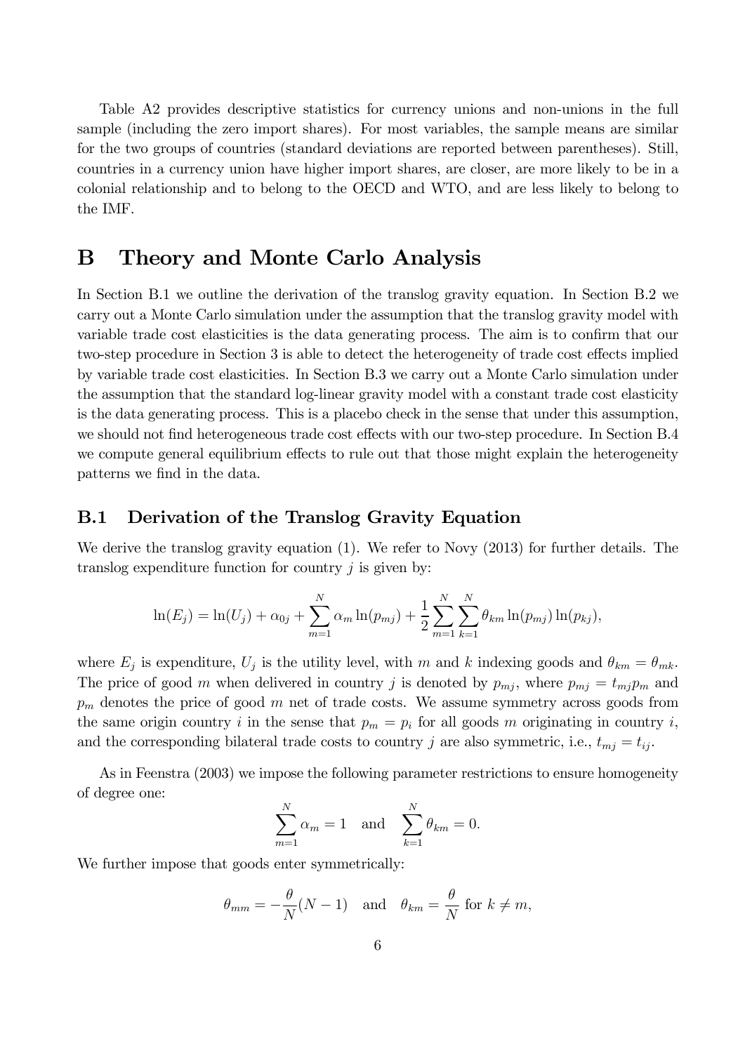Table A2 provides descriptive statistics for currency unions and non-unions in the full sample (including the zero import shares). For most variables, the sample means are similar for the two groups of countries (standard deviations are reported between parentheses). Still, countries in a currency union have higher import shares, are closer, are more likely to be in a colonial relationship and to belong to the OECD and WTO, and are less likely to belong to the IMF.

# B Theory and Monte Carlo Analysis

In Section B.1 we outline the derivation of the translog gravity equation. In Section B.2 we carry out a Monte Carlo simulation under the assumption that the translog gravity model with variable trade cost elasticities is the data generating process. The aim is to confirm that our two-step procedure in Section 3 is able to detect the heterogeneity of trade cost effects implied by variable trade cost elasticities. In Section B.3 we carry out a Monte Carlo simulation under the assumption that the standard log-linear gravity model with a constant trade cost elasticity is the data generating process. This is a placebo check in the sense that under this assumption, we should not find heterogeneous trade cost effects with our two-step procedure. In Section B.4 we compute general equilibrium effects to rule out that those might explain the heterogeneity patterns we find in the data.

## B.1 Derivation of the Translog Gravity Equation

We derive the translog gravity equation (1). We refer to Novy (2013) for further details. The translog expenditure function for country $j$ is given by:

$$\ln(E_j) = \ln(U_j) + \alpha_{0j} + \sum_{m=1}^{N} \alpha_m \ln(p_{mj}) + \frac{1}{2} \sum_{m=1}^{N} \sum_{k=1}^{N} \theta_{km} \ln(p_{mj}) \ln(p_{kj}),$$

where $E_j$ is expenditure, $U_j$ is the utility level, with $m$ and $k$ indexing goods and $\theta_{km} = \theta_{mk}$. The price of good $m$ when delivered in country $j$ is denoted by $p_{mj}$, where $p_{mj} = t_{mj} p_m$ and $p_m$ denotes the price of good $m$ net of trade costs. We assume symmetry across goods from the same origin country $i$ in the sense that $p_m = p_i$ for all goods $m$ originating in country $i$, and the corresponding bilateral trade costs to country $j$ are also symmetric, i.e., $t_{mj} = t_{ij}$.

As in Feenstra (2003) we impose the following parameter restrictions to ensure homogeneity of degree one:

$$\sum_{m=1}^{N} \alpha_m = 1 \quad \text{and} \quad \sum_{k=1}^{N} \theta_{km} = 0.$$

We further impose that goods enter symmetrically:

$$\theta_{mm} = -\frac{\theta}{N}(N-1) \quad \text{and} \quad \theta_{km} = \frac{\theta}{N} \text{ for } k \neq m,$$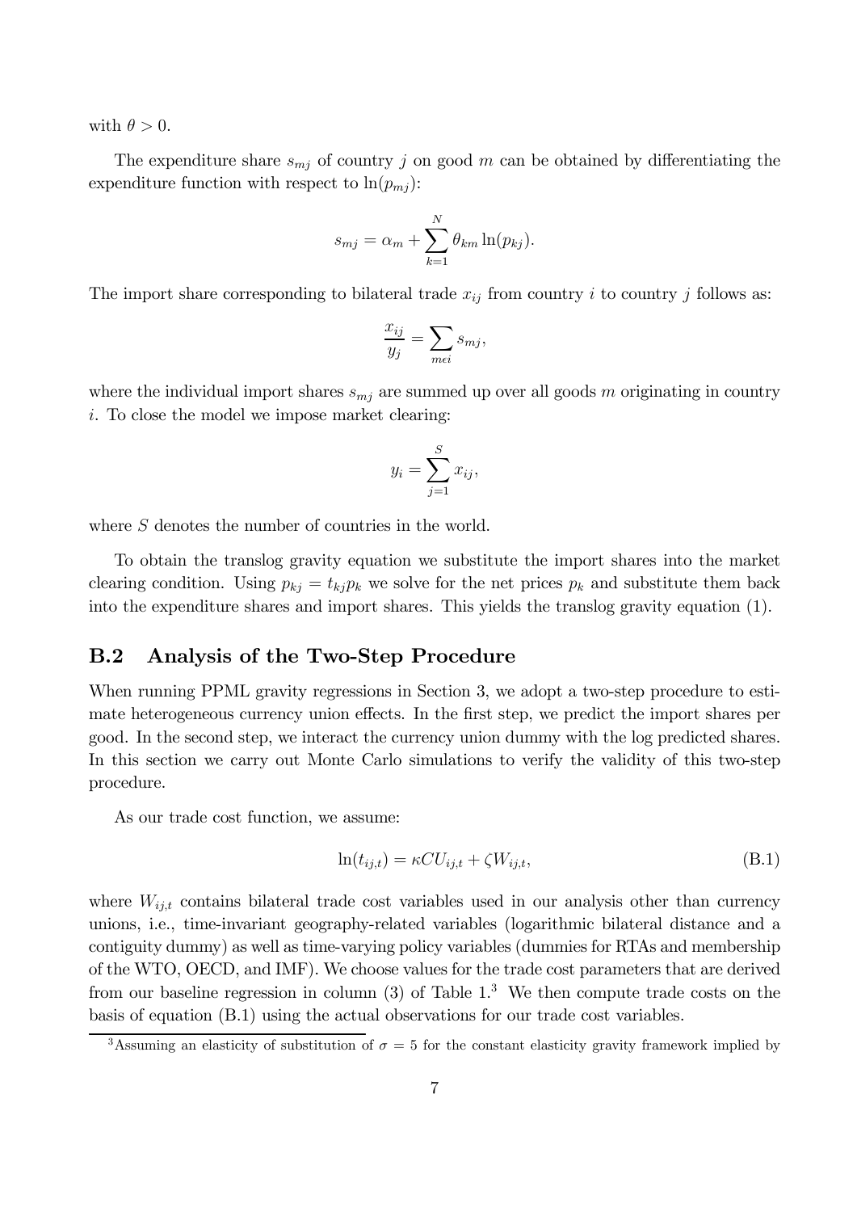with $\theta > 0$.

The expenditure share $s_{mj}$ of country $j$ on good $m$ can be obtained by differentiating the expenditure function with respect to $\ln(p_{mj})$:

$$s_{mj} = \alpha_m + \sum_{k=1}^{N} \theta_{km} \ln(p_{kj}).$$

The import share corresponding to bilateral trade $x_{ij}$ from country $i$ to country $j$ follows as:

$$\frac{x_{ij}}{y_j} = \sum_{m \epsilon i} s_{mj},$$

where the individual import shares $s_{mj}$ are summed up over all goods $m$ originating in country $i$. To close the model we impose market clearing:

$$y_i = \sum_{j=1}^{S} x_{ij},$$

where $S$ denotes the number of countries in the world.

To obtain the translog gravity equation we substitute the import shares into the market clearing condition. Using $p_{kj} = t_{kj} p_k$ we solve for the net prices $p_k$ and substitute them back into the expenditure shares and import shares. This yields the translog gravity equation (1).

## B.2 Analysis of the Two-Step Procedure

When running PPML gravity regressions in Section 3, we adopt a two-step procedure to estimate heterogeneous currency union effects. In the first step, we predict the import shares per good. In the second step, we interact the currency union dummy with the log predicted shares. In this section we carry out Monte Carlo simulations to verify the validity of this two-step procedure.

As our trade cost function, we assume:

$$\ln(t_{ij,t}) = \kappa CU_{ij,t} + \zeta W_{ij,t}, \tag{B.1}$$

where $W_{ij,t}$ contains bilateral trade cost variables used in our analysis other than currency unions, i.e., time-invariant geography-related variables (logarithmic bilateral distance and a contiguity dummy) as well as time-varying policy variables (dummies for RTAs and membership of the WTO, OECD, and IMF). We choose values for the trade cost parameters that are derived from our baseline regression in column (3) of Table 1.[3] We then compute trade costs on the basis of equation (B.1) using the actual observations for our trade cost variables.

[3] Assuming an elasticity of substitution of $\sigma = 5$ for the constant elasticity gravity framework implied by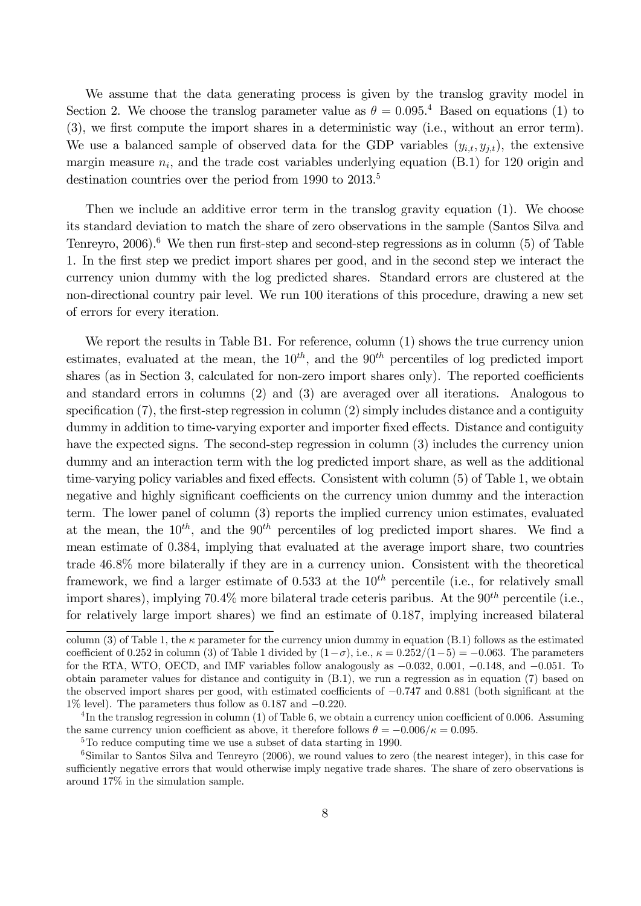We assume that the data generating process is given by the translog gravity model in Section 2. We choose the translog parameter value as $\theta = 0.095$.[4] Based on equations (1) to (3), we first compute the import shares in a deterministic way (i.e., without an error term). We use a balanced sample of observed data for the GDP variables $(y_{i,t}, y_{j,t})$, the extensive margin measure $n_i$, and the trade cost variables underlying equation (B.1) for 120 origin and destination countries over the period from 1990 to 2013.[5]

Then we include an additive error term in the translog gravity equation (1). We choose its standard deviation to match the share of zero observations in the sample (Santos Silva and Tenreyro, 2006).[6] We then run first-step and second-step regressions as in column (5) of Table 1. In the first step we predict import shares per good, and in the second step we interact the currency union dummy with the log predicted shares. Standard errors are clustered at the non-directional country pair level. We run 100 iterations of this procedure, drawing a new set of errors for every iteration.

We report the results in Table B1. For reference, column (1) shows the true currency union estimates, evaluated at the mean, the $10^{th}$, and the $90^{th}$ percentiles of log predicted import shares (as in Section 3, calculated for non-zero import shares only). The reported coefficients and standard errors in columns (2) and (3) are averaged over all iterations. Analogous to specification (7), the first-step regression in column (2) simply includes distance and a contiguity dummy in addition to time-varying exporter and importer fixed effects. Distance and contiguity have the expected signs. The second-step regression in column (3) includes the currency union dummy and an interaction term with the log predicted import share, as well as the additional time-varying policy variables and fixed effects. Consistent with column (5) of Table 1, we obtain negative and highly significant coefficients on the currency union dummy and the interaction term. The lower panel of column (3) reports the implied currency union estimates, evaluated at the mean, the $10^{th}$, and the $90^{th}$ percentiles of log predicted import shares. We find a mean estimate of 0.384, implying that evaluated at the average import share, two countries trade 46.8% more bilaterally if they are in a currency union. Consistent with the theoretical framework, we find a larger estimate of 0.533 at the $10^{th}$ percentile (i.e., for relatively small import shares), implying 70.4% more bilateral trade ceteris paribus. At the $90^{th}$ percentile (i.e., for relatively large import shares) we find an estimate of 0.187, implying increased bilateral

---

column (3) of Table 1, the $\kappa$ parameter for the currency union dummy in equation (B.1) follows as the estimated coefficient of 0.252 in column (3) of Table 1 divided by $(1-\sigma)$, i.e., $\kappa = 0.252/(1-5) = -0.063$. The parameters for the RTA, WTO, OECD, and IMF variables follow analogously as $-0.032$, 0.001, $-0.148$, and $-0.051$. To obtain parameter values for distance and contiguity in (B.1), we run a regression as in equation (7) based on the observed import shares per good, with estimated coefficients of $-0.747$ and 0.881 (both significant at the 1% level). The parameters thus follow as 0.187 and $-0.220$.

[4] In the translog regression in column (1) of Table 6, we obtain a currency union coefficient of 0.006. Assuming the same currency union coefficient as above, it therefore follows $\theta = -0.006/\kappa = 0.095$.

[5] To reduce computing time we use a subset of data starting in 1990.

[6] Similar to Santos Silva and Tenreyro (2006), we round values to zero (the nearest integer), in this case for sufficiently negative errors that would otherwise imply negative trade shares. The share of zero observations is around 17% in the simulation sample.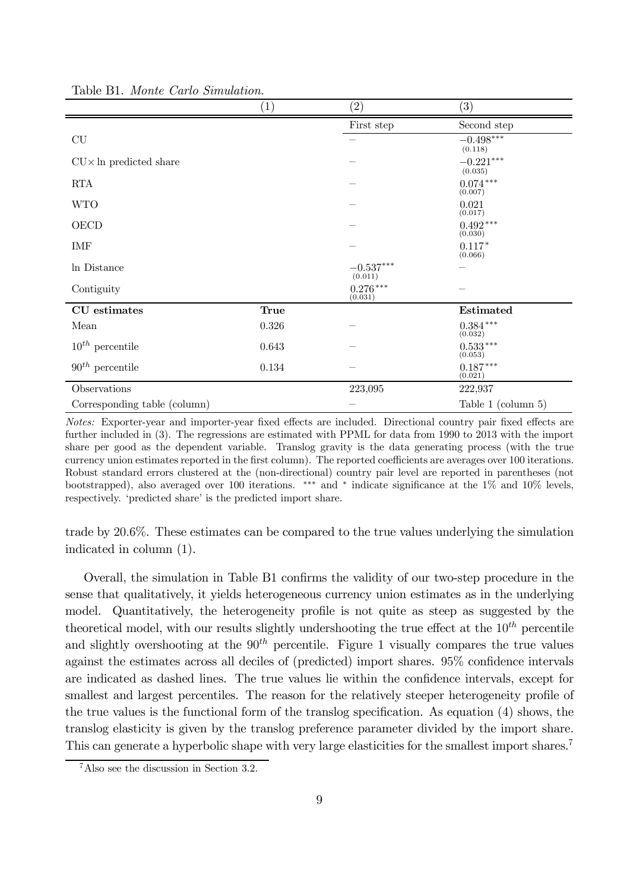Table B1. *Monte Carlo Simulation.*

| | (1) | (2) | (3) |
|---|---|---|---|
| | | First step | Second step |
| CU | | – | $-0.498^{***}$ (0.118) |
| CU× ln predicted share | | – | $-0.221^{***}$ (0.035) |
| RTA | | – | $0.074^{***}$ (0.007) |
| WTO | | – | 0.021 (0.017) |
| OECD | | – | $0.492^{***}$ (0.030) |
| IMF | | – | $0.117^{*}$ (0.066) |
| ln Distance | | $-0.537^{***}$ (0.011) | – |
| Contiguity | | $0.276^{***}$ (0.031) | – |
| **CU estimates** | **True** | | **Estimated** |
| Mean | 0.326 | – | $0.384^{***}$ (0.032) |
| $10^{th}$ percentile | 0.643 | – | $0.533^{***}$ (0.053) |
| $90^{th}$ percentile | 0.134 | – | $0.187^{***}$ (0.021) |
| Observations | | 223,095 | 222,937 |
| Corresponding table (column) | | – | Table 1 (column 5) |

*Notes:* Exporter-year and importer-year fixed effects are included. Directional country pair fixed effects are further included in (3). The regressions are estimated with PPML for data from 1990 to 2013 with the import share per good as the dependent variable. Translog gravity is the data generating process (with the true currency union estimates reported in the first column). The reported coefficients are averages over 100 iterations. Robust standard errors clustered at the (non-directional) country pair level are reported in parentheses (not bootstrapped), also averaged over 100 iterations. *** and * indicate significance at the 1% and 10% levels, respectively. 'predicted share' is the predicted import share.

trade by 20.6%. These estimates can be compared to the true values underlying the simulation indicated in column (1).

Overall, the simulation in Table B1 confirms the validity of our two-step procedure in the sense that qualitatively, it yields heterogeneous currency union estimates as in the underlying model. Quantitatively, the heterogeneity profile is not quite as steep as suggested by the theoretical model, with our results slightly undershooting the true effect at the $10^{th}$ percentile and slightly overshooting at the $90^{th}$ percentile. Figure 1 visually compares the true values against the estimates across all deciles of (predicted) import shares. 95% confidence intervals are indicated as dashed lines. The true values lie within the confidence intervals, except for smallest and largest percentiles. The reason for the relatively steeper heterogeneity profile of the true values is the functional form of the translog specification. As equation (4) shows, the translog elasticity is given by the translog preference parameter divided by the import share. This can generate a hyperbolic shape with very large elasticities for the smallest import shares.[7]

[7] Also see the discussion in Section 3.2.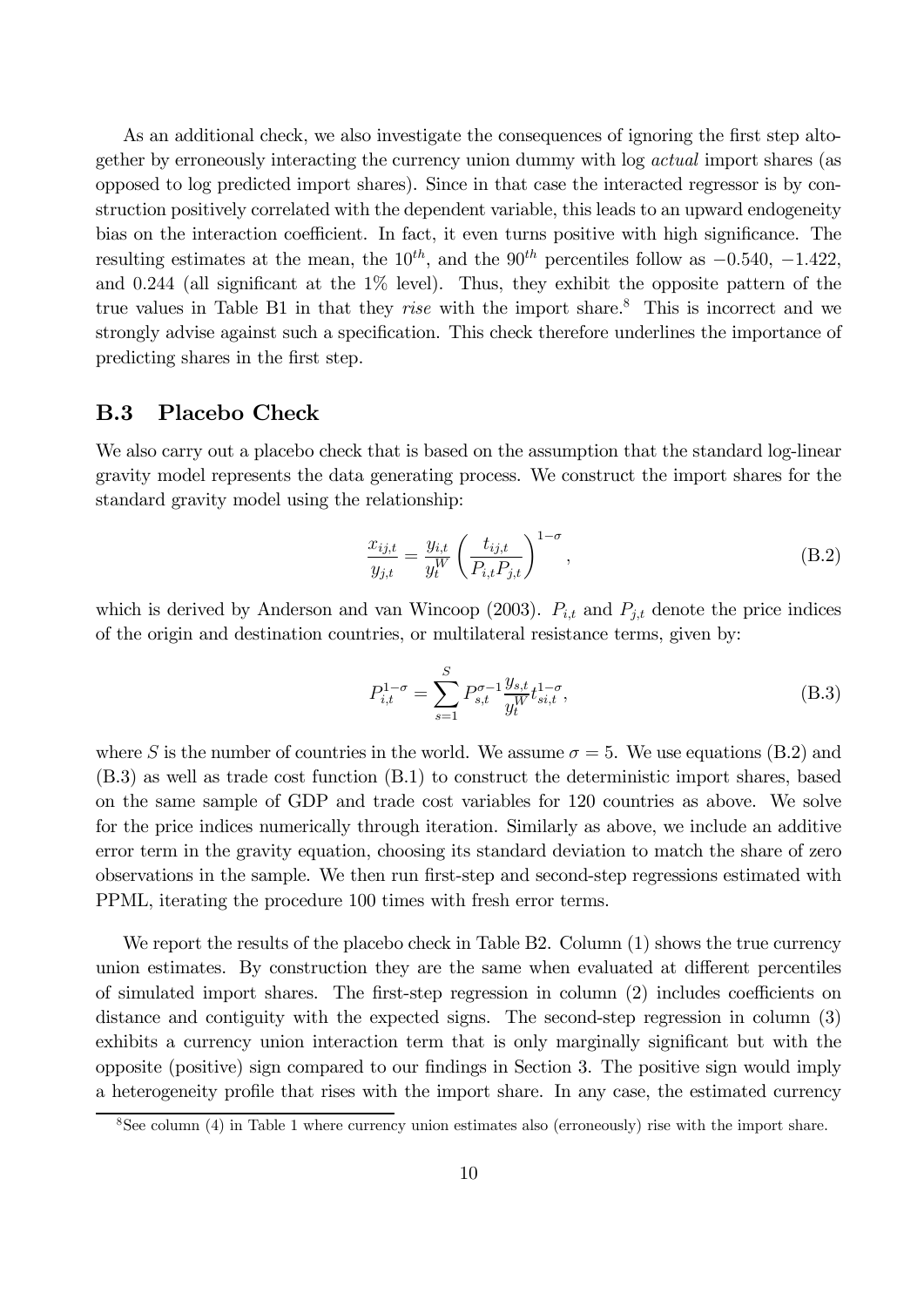As an additional check, we also investigate the consequences of ignoring the first step altogether by erroneously interacting the currency union dummy with log *actual* import shares (as opposed to log predicted import shares). Since in that case the interacted regressor is by construction positively correlated with the dependent variable, this leads to an upward endogeneity bias on the interaction coefficient. In fact, it even turns positive with high significance. The resulting estimates at the mean, the $10^{th}$, and the $90^{th}$ percentiles follow as $-0.540$, $-1.422$, and 0.244 (all significant at the 1% level). Thus, they exhibit the opposite pattern of the true values in Table B1 in that they *rise* with the import share.[8] This is incorrect and we strongly advise against such a specification. This check therefore underlines the importance of predicting shares in the first step.

## B.3 Placebo Check

We also carry out a placebo check that is based on the assumption that the standard log-linear gravity model represents the data generating process. We construct the import shares for the standard gravity model using the relationship:

$$\frac{x_{ij,t}}{y_{j,t}} = \frac{y_{i,t}}{y_t^W} \left( \frac{t_{ij,t}}{P_{i,t} P_{j,t}} \right)^{1-\sigma}, \tag{B.2}$$

which is derived by Anderson and van Wincoop (2003). $P_{i,t}$ and $P_{j,t}$ denote the price indices of the origin and destination countries, or multilateral resistance terms, given by:

$$P_{i,t}^{1-\sigma} = \sum_{s=1}^{S} P_{s,t}^{\sigma-1} \frac{y_{s,t}}{y_t^W} t_{si,t}^{1-\sigma}, \tag{B.3}$$

where $S$ is the number of countries in the world. We assume $\sigma = 5$. We use equations (B.2) and (B.3) as well as trade cost function (B.1) to construct the deterministic import shares, based on the same sample of GDP and trade cost variables for 120 countries as above. We solve for the price indices numerically through iteration. Similarly as above, we include an additive error term in the gravity equation, choosing its standard deviation to match the share of zero observations in the sample. We then run first-step and second-step regressions estimated with PPML, iterating the procedure 100 times with fresh error terms.

We report the results of the placebo check in Table B2. Column (1) shows the true currency union estimates. By construction they are the same when evaluated at different percentiles of simulated import shares. The first-step regression in column (2) includes coefficients on distance and contiguity with the expected signs. The second-step regression in column (3) exhibits a currency union interaction term that is only marginally significant but with the opposite (positive) sign compared to our findings in Section 3. The positive sign would imply a heterogeneity profile that rises with the import share. In any case, the estimated currency

[8] See column (4) in Table 1 where currency union estimates also (erroneously) rise with the import share.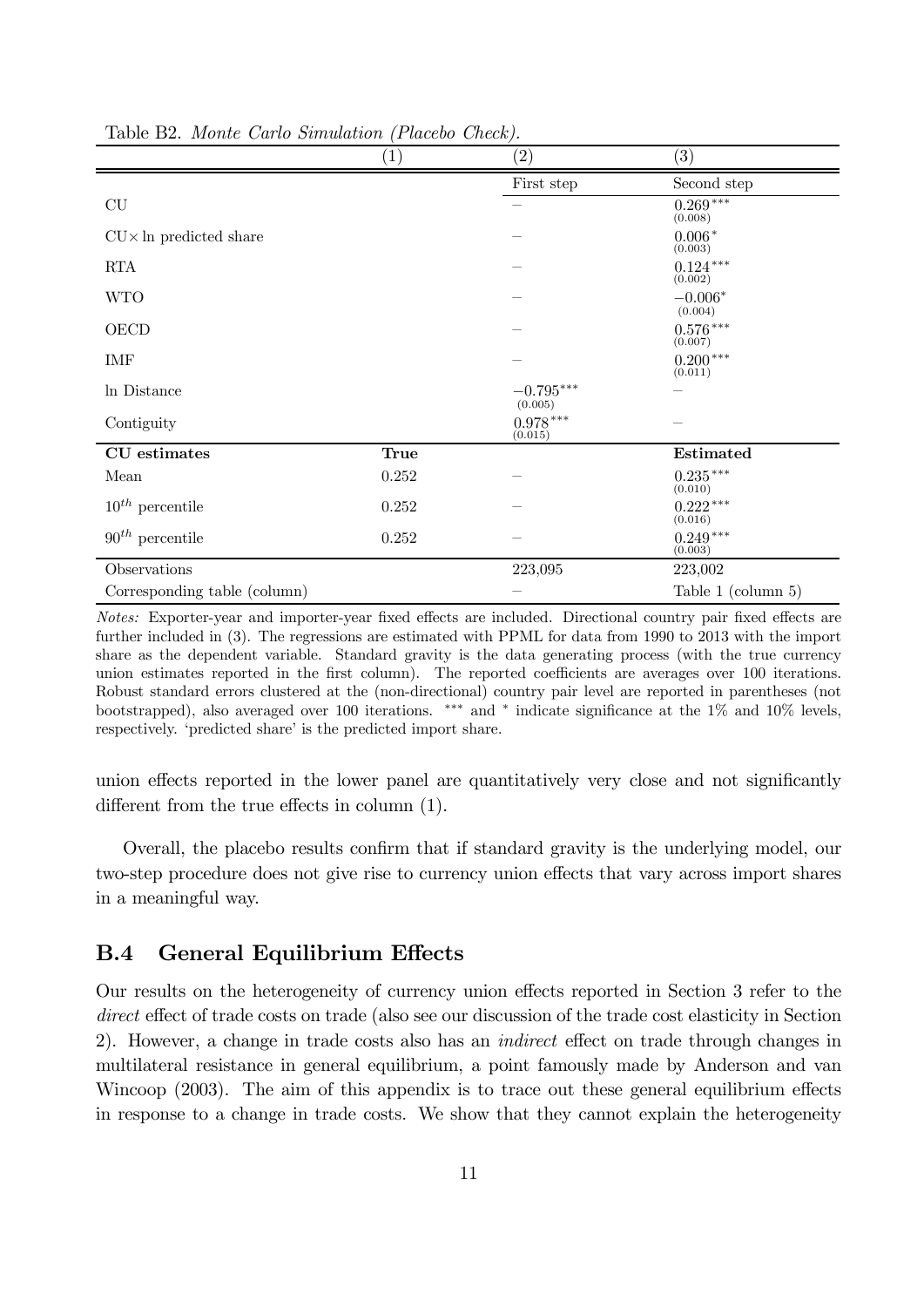Table B2. *Monte Carlo Simulation (Placebo Check).*

| | (1) | (2) | (3) |
|---|---|---|---|
| | | First step | Second step |
| CU | | – | $0.269^{***}$ (0.008) |
| CU× ln predicted share | | – | $0.006^{*}$ (0.003) |
| RTA | | – | $0.124^{***}$ (0.002) |
| WTO | | – | $-0.006^{*}$ (0.004) |
| OECD | | – | $0.576^{***}$ (0.007) |
| IMF | | – | $0.200^{***}$ (0.011) |
| ln Distance | | $-0.795^{***}$ (0.005) | – |
| Contiguity | | $0.978^{***}$ (0.015) | – |
| **CU estimates** | **True** | | **Estimated** |
| Mean | 0.252 | – | $0.235^{***}$ (0.010) |
| $10^{th}$ percentile | 0.252 | – | $0.222^{***}$ (0.016) |
| $90^{th}$ percentile | 0.252 | – | $0.249^{***}$ (0.003) |
| Observations | | 223,095 | 223,002 |
| Corresponding table (column) | | – | Table 1 (column 5) |

*Notes:* Exporter-year and importer-year fixed effects are included. Directional country pair fixed effects are further included in (3). The regressions are estimated with PPML for data from 1990 to 2013 with the import share as the dependent variable. Standard gravity is the data generating process (with the true currency union estimates reported in the first column). The reported coefficients are averages over 100 iterations. Robust standard errors clustered at the (non-directional) country pair level are reported in parentheses (not bootstrapped), also averaged over 100 iterations. $^{***}$ and $^{*}$ indicate significance at the 1% and 10% levels, respectively. 'predicted share' is the predicted import share.

union effects reported in the lower panel are quantitatively very close and not significantly different from the true effects in column (1).

Overall, the placebo results confirm that if standard gravity is the underlying model, our two-step procedure does not give rise to currency union effects that vary across import shares in a meaningful way.

## B.4 General Equilibrium Effects

Our results on the heterogeneity of currency union effects reported in Section 3 refer to the *direct* effect of trade costs on trade (also see our discussion of the trade cost elasticity in Section 2). However, a change in trade costs also has an *indirect* effect on trade through changes in multilateral resistance in general equilibrium, a point famously made by Anderson and van Wincoop (2003). The aim of this appendix is to trace out these general equilibrium effects in response to a change in trade costs. We show that they cannot explain the heterogeneity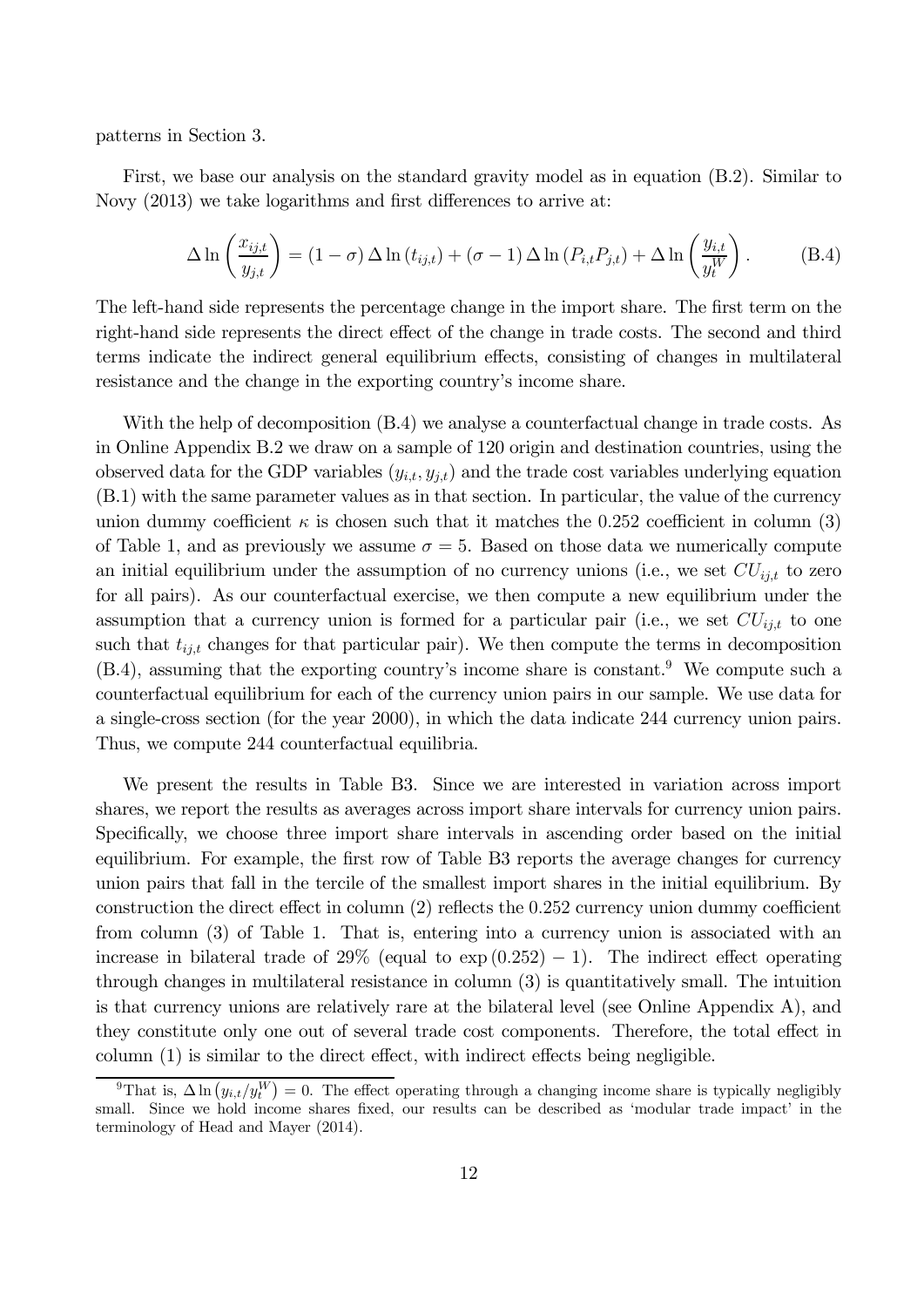patterns in Section 3.

First, we base our analysis on the standard gravity model as in equation (B.2). Similar to Novy (2013) we take logarithms and first differences to arrive at:

$$\Delta \ln \left( \frac{x_{ij,t}}{y_{j,t}} \right) = (1-\sigma) \Delta \ln (t_{ij,t}) + (\sigma - 1) \Delta \ln (P_{i,t} P_{j,t}) + \Delta \ln \left( \frac{y_{i,t}}{y_t^W} \right). \tag{B.4}$$

The left-hand side represents the percentage change in the import share. The first term on the right-hand side represents the direct effect of the change in trade costs. The second and third terms indicate the indirect general equilibrium effects, consisting of changes in multilateral resistance and the change in the exporting country's income share.

With the help of decomposition (B.4) we analyse a counterfactual change in trade costs. As in Online Appendix B.2 we draw on a sample of 120 origin and destination countries, using the observed data for the GDP variables $(y_{i,t}, y_{j,t})$ and the trade cost variables underlying equation (B.1) with the same parameter values as in that section. In particular, the value of the currency union dummy coefficient $\kappa$ is chosen such that it matches the 0.252 coefficient in column (3) of Table 1, and as previously we assume $\sigma = 5$. Based on those data we numerically compute an initial equilibrium under the assumption of no currency unions (i.e., we set $CU_{ij,t}$ to zero for all pairs). As our counterfactual exercise, we then compute a new equilibrium under the assumption that a currency union is formed for a particular pair (i.e., we set $CU_{ij,t}$ to one such that $t_{ij,t}$ changes for that particular pair). We then compute the terms in decomposition (B.4), assuming that the exporting country's income share is constant.[9] We compute such a counterfactual equilibrium for each of the currency union pairs in our sample. We use data for a single-cross section (for the year 2000), in which the data indicate 244 currency union pairs. Thus, we compute 244 counterfactual equilibria.

We present the results in Table B3. Since we are interested in variation across import shares, we report the results as averages across import share intervals for currency union pairs. Specifically, we choose three import share intervals in ascending order based on the initial equilibrium. For example, the first row of Table B3 reports the average changes for currency union pairs that fall in the tercile of the smallest import shares in the initial equilibrium. By construction the direct effect in column (2) reflects the 0.252 currency union dummy coefficient from column (3) of Table 1. That is, entering into a currency union is associated with an increase in bilateral trade of 29% (equal to $\exp(0.252) - 1$). The indirect effect operating through changes in multilateral resistance in column (3) is quantitatively small. The intuition is that currency unions are relatively rare at the bilateral level (see Online Appendix A), and they constitute only one out of several trade cost components. Therefore, the total effect in column (1) is similar to the direct effect, with indirect effects being negligible.

[9] That is, $\Delta \ln \left( y_{i,t}/y_t^W \right) = 0$. The effect operating through a changing income share is typically negligibly small. Since we hold income shares fixed, our results can be described as 'modular trade impact' in the terminology of Head and Mayer (2014).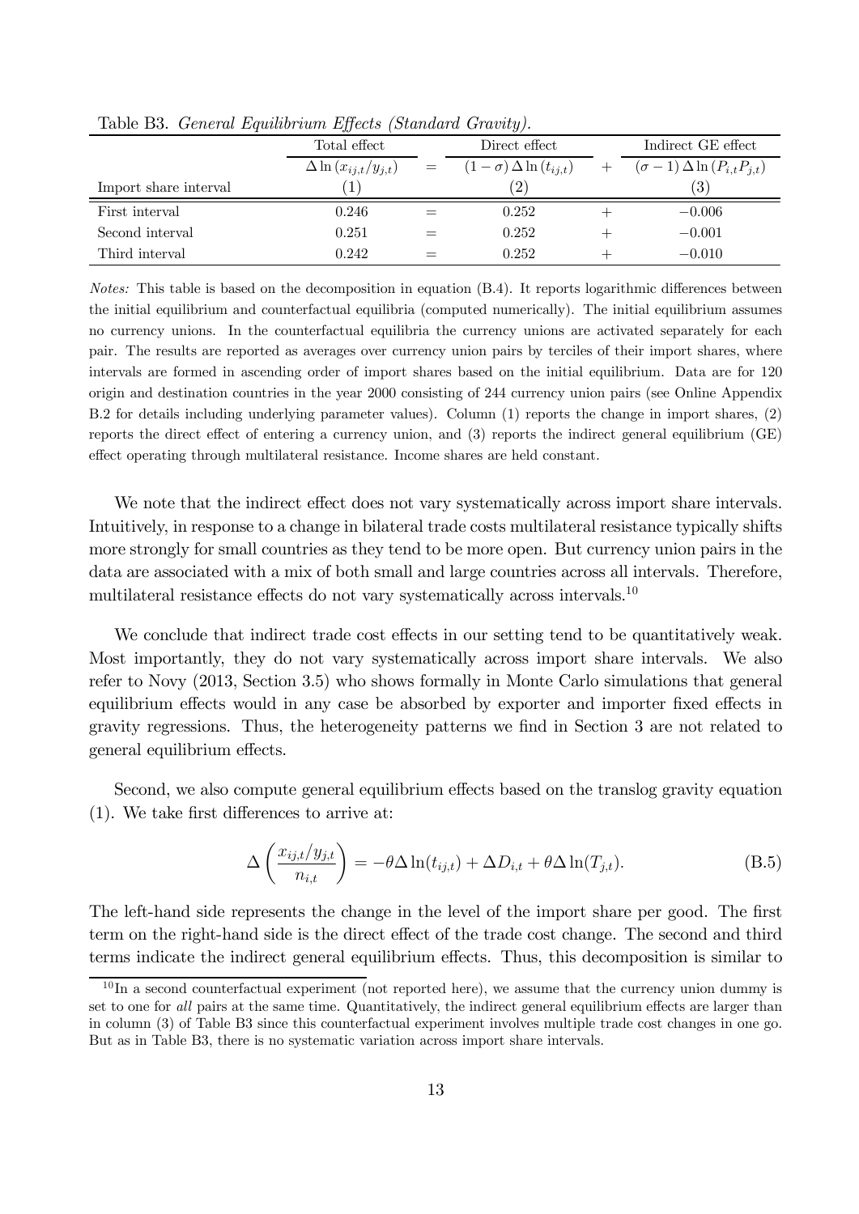Table B3. *General Equilibrium Effects (Standard Gravity).*

| | Total effect | | Direct effect | | Indirect GE effect |
|---|---|---|---|---|---|
| | $\Delta \ln (x_{ij,t}/y_{j,t})$ | $=$ | $(1-\sigma)\Delta \ln (t_{ij,t})$ | $+$ | $(\sigma - 1)\Delta \ln (P_{i,t}P_{j,t})$ |
| Import share interval | (1) | | (2) | | (3) |
| First interval | 0.246 | $=$ | 0.252 | $+$ | $-0.006$ |
| Second interval | 0.251 | $=$ | 0.252 | $+$ | $-0.001$ |
| Third interval | 0.242 | $=$ | 0.252 | $+$ | $-0.010$ |

*Notes:* This table is based on the decomposition in equation (B.4). It reports logarithmic differences between the initial equilibrium and counterfactual equilibria (computed numerically). The initial equilibrium assumes no currency unions. In the counterfactual equilibria the currency unions are activated separately for each pair. The results are reported as averages over currency union pairs by terciles of their import shares, where intervals are formed in ascending order of import shares based on the initial equilibrium. Data are for 120 origin and destination countries in the year 2000 consisting of 244 currency union pairs (see Online Appendix B.2 for details including underlying parameter values). Column (1) reports the change in import shares, (2) reports the direct effect of entering a currency union, and (3) reports the indirect general equilibrium (GE) effect operating through multilateral resistance. Income shares are held constant.

We note that the indirect effect does not vary systematically across import share intervals. Intuitively, in response to a change in bilateral trade costs multilateral resistance typically shifts more strongly for small countries as they tend to be more open. But currency union pairs in the data are associated with a mix of both small and large countries across all intervals. Therefore, multilateral resistance effects do not vary systematically across intervals.[10]

We conclude that indirect trade cost effects in our setting tend to be quantitatively weak. Most importantly, they do not vary systematically across import share intervals. We also refer to Novy (2013, Section 3.5) who shows formally in Monte Carlo simulations that general equilibrium effects would in any case be absorbed by exporter and importer fixed effects in gravity regressions. Thus, the heterogeneity patterns we find in Section 3 are not related to general equilibrium effects.

Second, we also compute general equilibrium effects based on the translog gravity equation (1). We take first differences to arrive at:

$$\Delta\left(\frac{x_{ij,t}/y_{j,t}}{n_{i,t}}\right) = -\theta\Delta\ln(t_{ij,t}) + \Delta D_{i,t} + \theta\Delta\ln(T_{j,t}). \tag{B.5}$$

The left-hand side represents the change in the level of the import share per good. The first term on the right-hand side is the direct effect of the trade cost change. The second and third terms indicate the indirect general equilibrium effects. Thus, this decomposition is similar to

[10] In a second counterfactual experiment (not reported here), we assume that the currency union dummy is set to one for *all* pairs at the same time. Quantitatively, the indirect general equilibrium effects are larger than in column (3) of Table B3 since this counterfactual experiment involves multiple trade cost changes in one go. But as in Table B3, there is no systematic variation across import share intervals.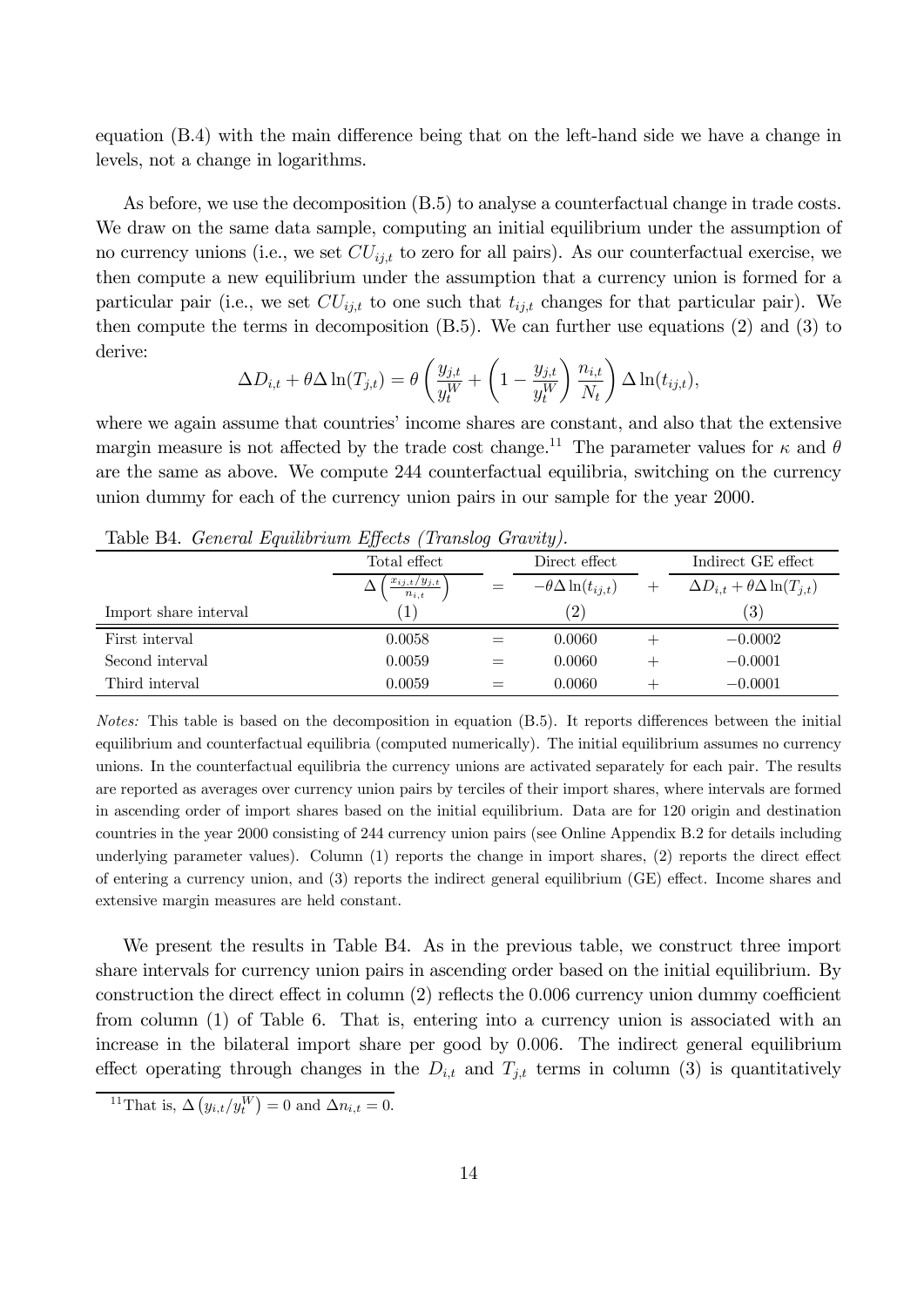equation (B.4) with the main difference being that on the left-hand side we have a change in levels, not a change in logarithms.

As before, we use the decomposition (B.5) to analyse a counterfactual change in trade costs. We draw on the same data sample, computing an initial equilibrium under the assumption of no currency unions (i.e., we set $CU_{ij,t}$ to zero for all pairs). As our counterfactual exercise, we then compute a new equilibrium under the assumption that a currency union is formed for a particular pair (i.e., we set $CU_{ij,t}$ to one such that $t_{ij,t}$ changes for that particular pair). We then compute the terms in decomposition (B.5). We can further use equations (2) and (3) to derive:

$$\Delta D_{i,t} + \theta \Delta \ln(T_{j,t}) = \theta \left( \frac{y_{j,t}}{y_t^W} + \left(1 - \frac{y_{j,t}}{y_t^W}\right) \frac{n_{i,t}}{N_t} \right) \Delta \ln(t_{ij,t}),$$

where we again assume that countries' income shares are constant, and also that the extensive margin measure is not affected by the trade cost change.[11] The parameter values for $\kappa$ and $\theta$ are the same as above. We compute 244 counterfactual equilibria, switching on the currency union dummy for each of the currency union pairs in our sample for the year 2000.

Table B4. *General Equilibrium Effects (Translog Gravity).*

| | Total effect | | Direct effect | | Indirect GE effect |
|---|---|---|---|---|---|
| | $\Delta\left(\frac{x_{ij,t}/y_{j,t}}{n_{i,t}}\right)$ | $=$ | $-\theta\Delta\ln(t_{ij,t})$ | $+$ | $\Delta D_{i,t} + \theta\Delta\ln(T_{j,t})$ |
| Import share interval | (1) | | (2) | | (3) |
| First interval | 0.0058 | $=$ | 0.0060 | $+$ | $-0.0002$ |
| Second interval | 0.0059 | $=$ | 0.0060 | $+$ | $-0.0001$ |
| Third interval | 0.0059 | $=$ | 0.0060 | $+$ | $-0.0001$ |

*Notes:* This table is based on the decomposition in equation (B.5). It reports differences between the initial equilibrium and counterfactual equilibria (computed numerically). The initial equilibrium assumes no currency unions. In the counterfactual equilibria the currency unions are activated separately for each pair. The results are reported as averages over currency union pairs by terciles of their import shares, where intervals are formed in ascending order of import shares based on the initial equilibrium. Data are for 120 origin and destination countries in the year 2000 consisting of 244 currency union pairs (see Online Appendix B.2 for details including underlying parameter values). Column (1) reports the change in import shares, (2) reports the direct effect of entering a currency union, and (3) reports the indirect general equilibrium (GE) effect. Income shares and extensive margin measures are held constant.

We present the results in Table B4. As in the previous table, we construct three import share intervals for currency union pairs in ascending order based on the initial equilibrium. By construction the direct effect in column (2) reflects the 0.006 currency union dummy coefficient from column (1) of Table 6. That is, entering into a currency union is associated with an increase in the bilateral import share per good by 0.006. The indirect general equilibrium effect operating through changes in the $D_{i,t}$ and $T_{j,t}$ terms in column (3) is quantitatively

[11] That is, $\Delta\left(y_{i,t}/y_t^W\right) = 0$ and $\Delta n_{i,t} = 0$.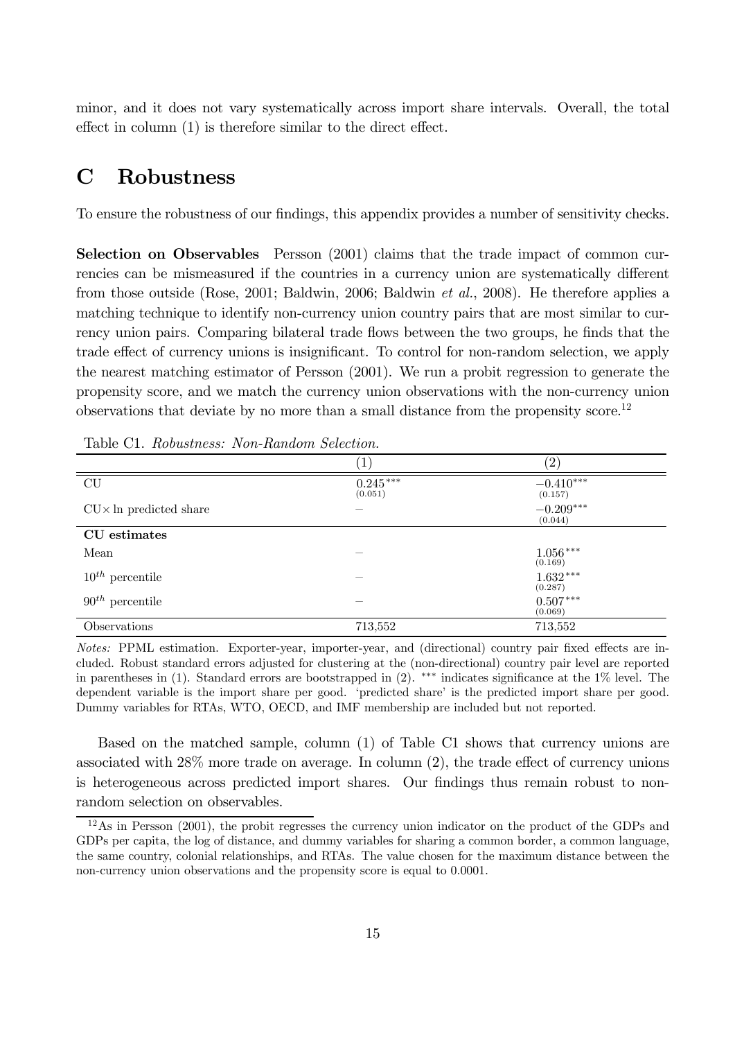minor, and it does not vary systematically across import share intervals. Overall, the total effect in column (1) is therefore similar to the direct effect.

# C Robustness

To ensure the robustness of our findings, this appendix provides a number of sensitivity checks.

**Selection on Observables** Persson (2001) claims that the trade impact of common currencies can be mismeasured if the countries in a currency union are systematically different from those outside (Rose, 2001; Baldwin, 2006; Baldwin *et al.*, 2008). He therefore applies a matching technique to identify non-currency union country pairs that are most similar to currency union pairs. Comparing bilateral trade flows between the two groups, he finds that the trade effect of currency unions is insignificant. To control for non-random selection, we apply the nearest matching estimator of Persson (2001). We run a probit regression to generate the propensity score, and we match the currency union observations with the non-currency union observations that deviate by no more than a small distance from the propensity score.[12]

Table C1. *Robustness: Non-Random Selection.*

| | (1) | (2) |
|---|---|---|
| CU | $0.245^{***}$ (0.051) | $-0.410^{***}$ (0.157) |
| CU× ln predicted share | – | $-0.209^{***}$ (0.044) |
| **CU estimates** | | |
| Mean | – | $1.056^{***}$ (0.169) |
| $10^{th}$ percentile | – | $1.632^{***}$ (0.287) |
| $90^{th}$ percentile | – | $0.507^{***}$ (0.069) |
| Observations | 713,552 | 713,552 |

*Notes:* PPML estimation. Exporter-year, importer-year, and (directional) country pair fixed effects are included. Robust standard errors adjusted for clustering at the (non-directional) country pair level are reported in parentheses in (1). Standard errors are bootstrapped in (2). *** indicates significance at the 1% level. The dependent variable is the import share per good. 'predicted share' is the predicted import share per good. Dummy variables for RTAs, WTO, OECD, and IMF membership are included but not reported.

Based on the matched sample, column (1) of Table C1 shows that currency unions are associated with 28% more trade on average. In column (2), the trade effect of currency unions is heterogeneous across predicted import shares. Our findings thus remain robust to non-random selection on observables.

[12] As in Persson (2001), the probit regresses the currency union indicator on the product of the GDPs and GDPs per capita, the log of distance, and dummy variables for sharing a common border, a common language, the same country, colonial relationships, and RTAs. The value chosen for the maximum distance between the non-currency union observations and the propensity score is equal to 0.0001.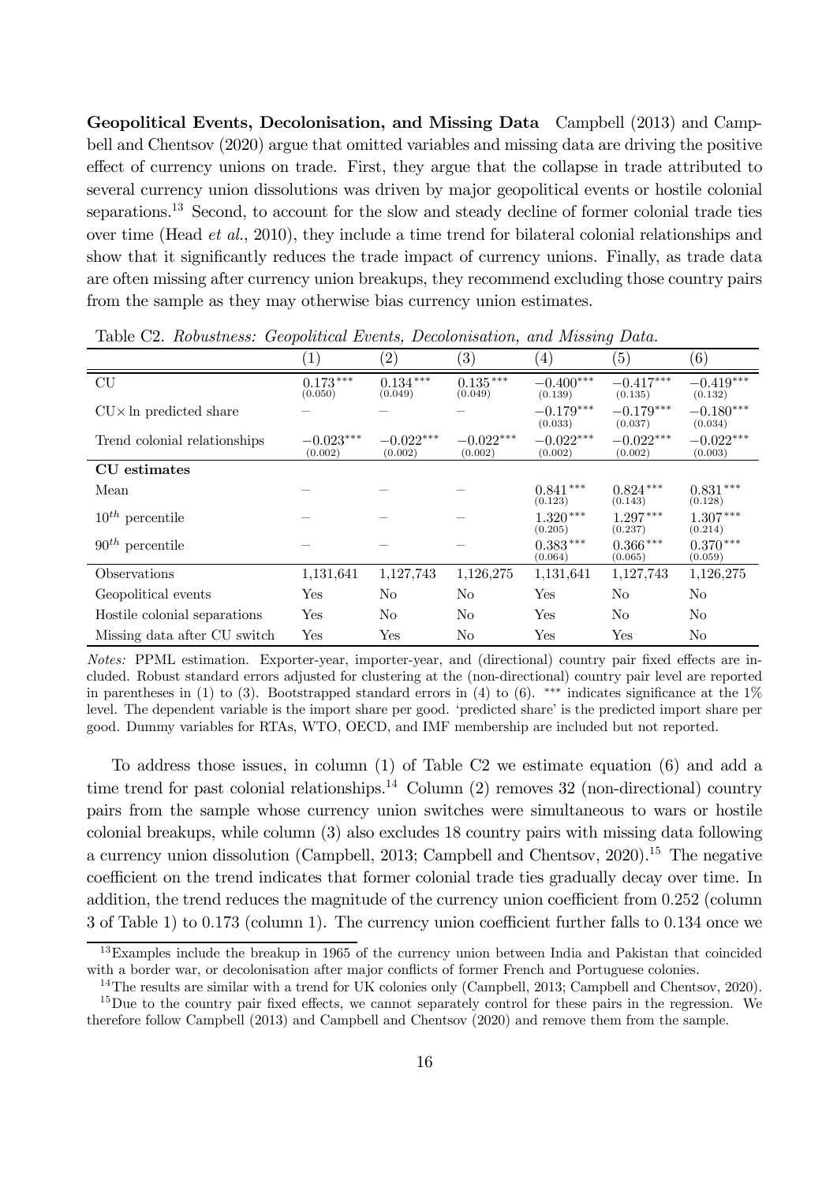**Geopolitical Events, Decolonisation, and Missing Data** Campbell (2013) and Campbell and Chentsov (2020) argue that omitted variables and missing data are driving the positive effect of currency unions on trade. First, they argue that the collapse in trade attributed to several currency union dissolutions was driven by major geopolitical events or hostile colonial separations.[13] Second, to account for the slow and steady decline of former colonial trade ties over time (Head *et al.*, 2010), they include a time trend for bilateral colonial relationships and show that it significantly reduces the trade impact of currency unions. Finally, as trade data are often missing after currency union breakups, they recommend excluding those country pairs from the sample as they may otherwise bias currency union estimates.

Table C2. *Robustness: Geopolitical Events, Decolonisation, and Missing Data.*

| | (1) | (2) | (3) | (4) | (5) | (6) |
|---|---|---|---|---|---|---|
| CU | $0.173^{***}$ (0.050) | $0.134^{***}$ (0.049) | $0.135^{***}$ (0.049) | $-0.400^{***}$ (0.139) | $-0.417^{***}$ (0.135) | $-0.419^{***}$ (0.132) |
| CU× ln predicted share | – | – | – | $-0.179^{***}$ (0.033) | $-0.179^{***}$ (0.037) | $-0.180^{***}$ (0.034) |
| Trend colonial relationships | $-0.023^{***}$ (0.002) | $-0.022^{***}$ (0.002) | $-0.022^{***}$ (0.002) | $-0.022^{***}$ (0.002) | $-0.022^{***}$ (0.002) | $-0.022^{***}$ (0.003) |
| **CU estimates** | | | | | | |
| Mean | – | – | – | $0.841^{***}$ (0.123) | $0.824^{***}$ (0.143) | $0.831^{***}$ (0.128) |
| $10^{th}$ percentile | – | – | – | $1.320^{***}$ (0.205) | $1.297^{***}$ (0.237) | $1.307^{***}$ (0.214) |
| $90^{th}$ percentile | – | – | – | $0.383^{***}$ (0.064) | $0.366^{***}$ (0.065) | $0.370^{***}$ (0.059) |
| Observations | 1,131,641 | 1,127,743 | 1,126,275 | 1,131,641 | 1,127,743 | 1,126,275 |
| Geopolitical events | Yes | No | No | Yes | No | No |
| Hostile colonial separations | Yes | No | No | Yes | No | No |
| Missing data after CU switch | Yes | Yes | No | Yes | Yes | No |

*Notes:* PPML estimation. Exporter-year, importer-year, and (directional) country pair fixed effects are included. Robust standard errors adjusted for clustering at the (non-directional) country pair level are reported in parentheses in (1) to (3). Bootstrapped standard errors in (4) to (6). $^{***}$ indicates significance at the 1% level. The dependent variable is the import share per good. 'predicted share' is the predicted import share per good. Dummy variables for RTAs, WTO, OECD, and IMF membership are included but not reported.

To address those issues, in column (1) of Table C2 we estimate equation (6) and add a time trend for past colonial relationships.[14] Column (2) removes 32 (non-directional) country pairs from the sample whose currency union switches were simultaneous to wars or hostile colonial breakups, while column (3) also excludes 18 country pairs with missing data following a currency union dissolution (Campbell, 2013; Campbell and Chentsov, 2020).[15] The negative coefficient on the trend indicates that former colonial trade ties gradually decay over time. In addition, the trend reduces the magnitude of the currency union coefficient from 0.252 (column 3 of Table 1) to 0.173 (column 1). The currency union coefficient further falls to 0.134 once we

[13] Examples include the breakup in 1965 of the currency union between India and Pakistan that coincided with a border war, or decolonisation after major conflicts of former French and Portuguese colonies.

[14] The results are similar with a trend for UK colonies only (Campbell, 2013; Campbell and Chentsov, 2020).

[15] Due to the country pair fixed effects, we cannot separately control for these pairs in the regression. We therefore follow Campbell (2013) and Campbell and Chentsov (2020) and remove them from the sample.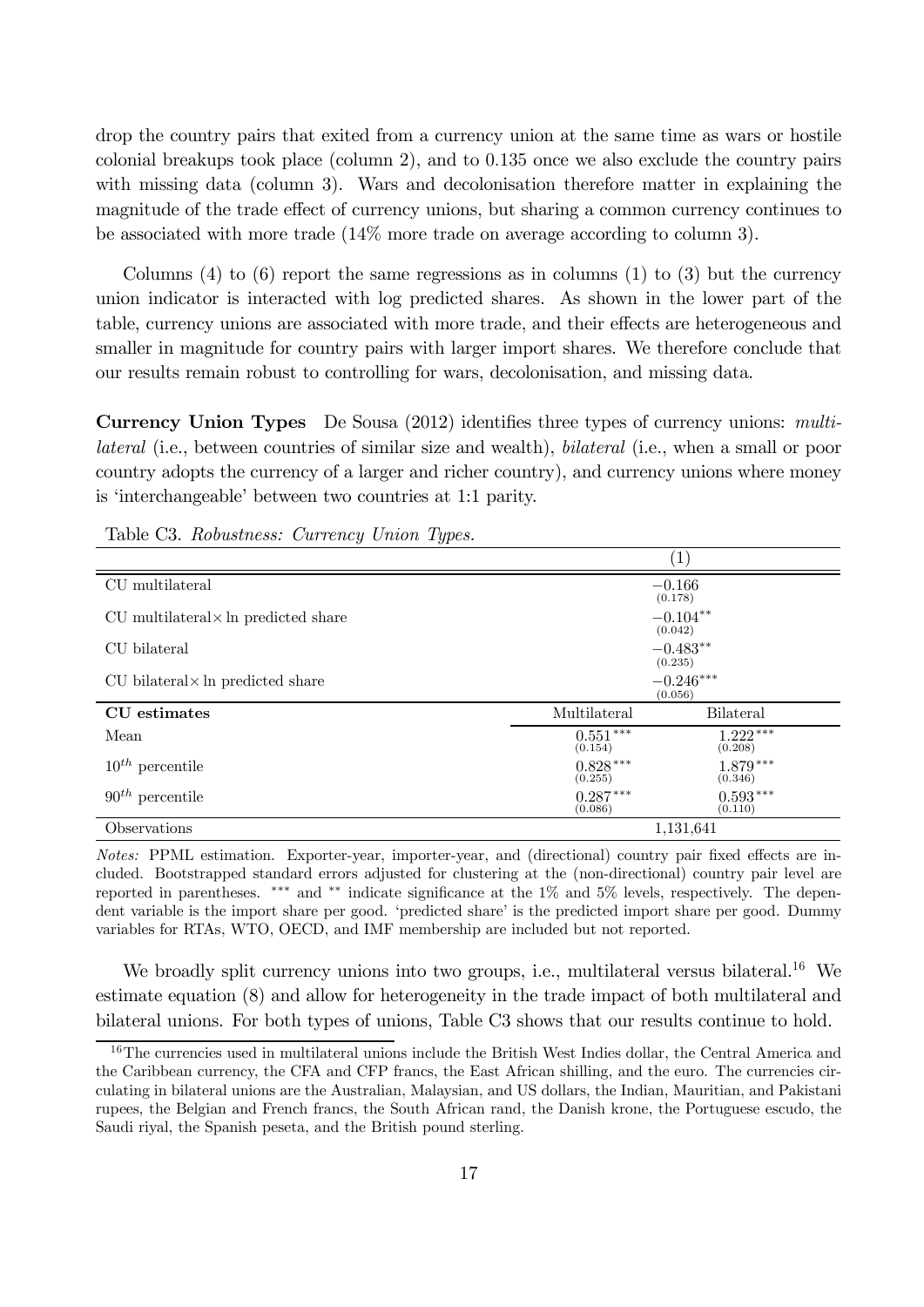drop the country pairs that exited from a currency union at the same time as wars or hostile colonial breakups took place (column 2), and to 0.135 once we also exclude the country pairs with missing data (column 3). Wars and decolonisation therefore matter in explaining the magnitude of the trade effect of currency unions, but sharing a common currency continues to be associated with more trade (14% more trade on average according to column 3).

Columns (4) to (6) report the same regressions as in columns (1) to (3) but the currency union indicator is interacted with log predicted shares. As shown in the lower part of the table, currency unions are associated with more trade, and their effects are heterogeneous and smaller in magnitude for country pairs with larger import shares. We therefore conclude that our results remain robust to controlling for wars, decolonisation, and missing data.

**Currency Union Types** De Sousa (2012) identifies three types of currency unions: *multilateral* (i.e., between countries of similar size and wealth), *bilateral* (i.e., when a small or poor country adopts the currency of a larger and richer country), and currency unions where money is 'interchangeable' between two countries at 1:1 parity.

Table C3. *Robustness: Currency Union Types.*

| | (1) | |
|---|---|---|
| CU multilateral | $-0.166$ (0.178) | |
| CU multilateral$\times$ ln predicted share | $-0.104^{**}$ (0.042) | |
| CU bilateral | $-0.483^{**}$ (0.235) | |
| CU bilateral$\times$ ln predicted share | $-0.246^{***}$ (0.056) | |
| **CU estimates** | Multilateral | Bilateral |
| Mean | $0.551^{***}$ (0.154) | $1.222^{***}$ (0.208) |
| $10^{th}$ percentile | $0.828^{***}$ (0.255) | $1.879^{***}$ (0.346) |
| $90^{th}$ percentile | $0.287^{***}$ (0.086) | $0.593^{***}$ (0.110) |
| Observations | 1,131,641 | |

*Notes:* PPML estimation. Exporter-year, importer-year, and (directional) country pair fixed effects are included. Bootstrapped standard errors adjusted for clustering at the (non-directional) country pair level are reported in parentheses. $^{***}$ and $^{**}$ indicate significance at the 1% and 5% levels, respectively. The dependent variable is the import share per good. 'predicted share' is the predicted import share per good. Dummy variables for RTAs, WTO, OECD, and IMF membership are included but not reported.

We broadly split currency unions into two groups, i.e., multilateral versus bilateral.[16] We estimate equation (8) and allow for heterogeneity in the trade impact of both multilateral and bilateral unions. For both types of unions, Table C3 shows that our results continue to hold.

[16] The currencies used in multilateral unions include the British West Indies dollar, the Central America and the Caribbean currency, the CFA and CFP francs, the East African shilling, and the euro. The currencies circulating in bilateral unions are the Australian, Malaysian, and US dollars, the Indian, Mauritian, and Pakistani rupees, the Belgian and French francs, the South African rand, the Danish krone, the Portuguese escudo, the Saudi riyal, the Spanish peseta, and the British pound sterling.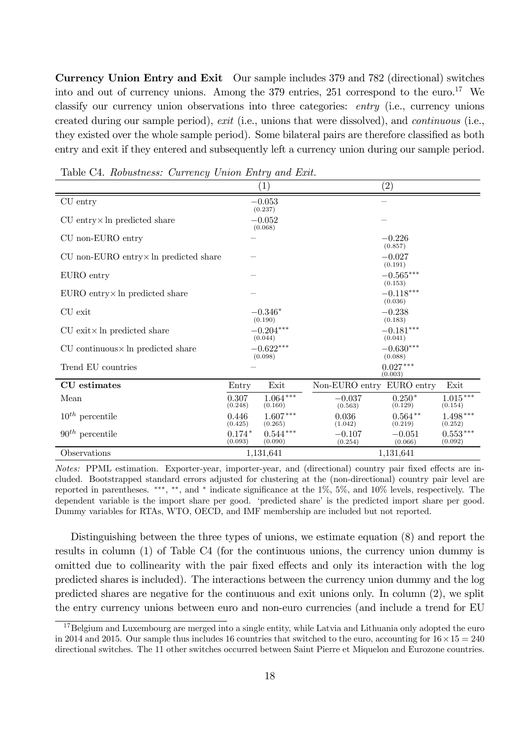**Currency Union Entry and Exit** Our sample includes 379 and 782 (directional) switches into and out of currency unions. Among the 379 entries, 251 correspond to the euro.[17] We classify our currency union observations into three categories: *entry* (i.e., currency unions created during our sample period), *exit* (i.e., unions that were dissolved), and *continuous* (i.e., they existed over the whole sample period). Some bilateral pairs are therefore classified as both entry and exit if they entered and subsequently left a currency union during our sample period.

Table C4. *Robustness: Currency Union Entry and Exit.*

| | (1) | | (2) | | |
|---|---|---|---|---|---|
| CU entry | $-0.053$ (0.237) | | – | | |
| CU entry× ln predicted share | $-0.052$ (0.068) | | – | | |
| CU non-EURO entry | – | | $-0.226$ (0.857) | | |
| CU non-EURO entry× ln predicted share | – | | $-0.027$ (0.191) | | |
| EURO entry | – | | $-0.565^{***}$ (0.153) | | |
| EURO entry× ln predicted share | – | | $-0.118^{***}$ (0.036) | | |
| CU exit | $-0.346^{*}$ (0.190) | | $-0.238$ (0.183) | | |
| CU exit× ln predicted share | $-0.204^{***}$ (0.044) | | $-0.181^{***}$ (0.041) | | |
| CU continuous× ln predicted share | $-0.622^{***}$ (0.098) | | $-0.630^{***}$ (0.088) | | |
| Trend EU countries | – | | $0.027^{***}$ (0.003) | | |
| **CU estimates** | Entry | Exit | Non-EURO entry | EURO entry | Exit |
| Mean | 0.307 (0.248) | $1.064^{***}$ (0.160) | $-0.037$ (0.563) | $0.250^{*}$ (0.129) | $1.015^{***}$ (0.154) |
| $10^{th}$ percentile | 0.446 (0.425) | $1.607^{***}$ (0.265) | 0.036 (1.042) | $0.564^{**}$ (0.219) | $1.498^{***}$ (0.252) |
| $90^{th}$ percentile | $0.174^{*}$ (0.093) | $0.544^{***}$ (0.090) | $-0.107$ (0.254) | $-0.051$ (0.066) | $0.553^{***}$ (0.092) |
| Observations | 1,131,641 | | 1,131,641 | | |

*Notes:* PPML estimation. Exporter-year, importer-year, and (directional) country pair fixed effects are included. Bootstrapped standard errors adjusted for clustering at the (non-directional) country pair level are reported in parentheses. ***, **, and * indicate significance at the 1%, 5%, and 10% levels, respectively. The dependent variable is the import share per good. 'predicted share' is the predicted import share per good. Dummy variables for RTAs, WTO, OECD, and IMF membership are included but not reported.

Distinguishing between the three types of unions, we estimate equation (8) and report the results in column (1) of Table C4 (for the continuous unions, the currency union dummy is omitted due to collinearity with the pair fixed effects and only its interaction with the log predicted shares is included). The interactions between the currency union dummy and the log predicted shares are negative for the continuous and exit unions only. In column (2), we split the entry currency unions between euro and non-euro currencies (and include a trend for EU

[17] Belgium and Luxembourg are merged into a single entity, while Latvia and Lithuania only adopted the euro in 2014 and 2015. Our sample thus includes 16 countries that switched to the euro, accounting for $16 \times 15 = 240$ directional switches. The 11 other switches occurred between Saint Pierre et Miquelon and Eurozone countries.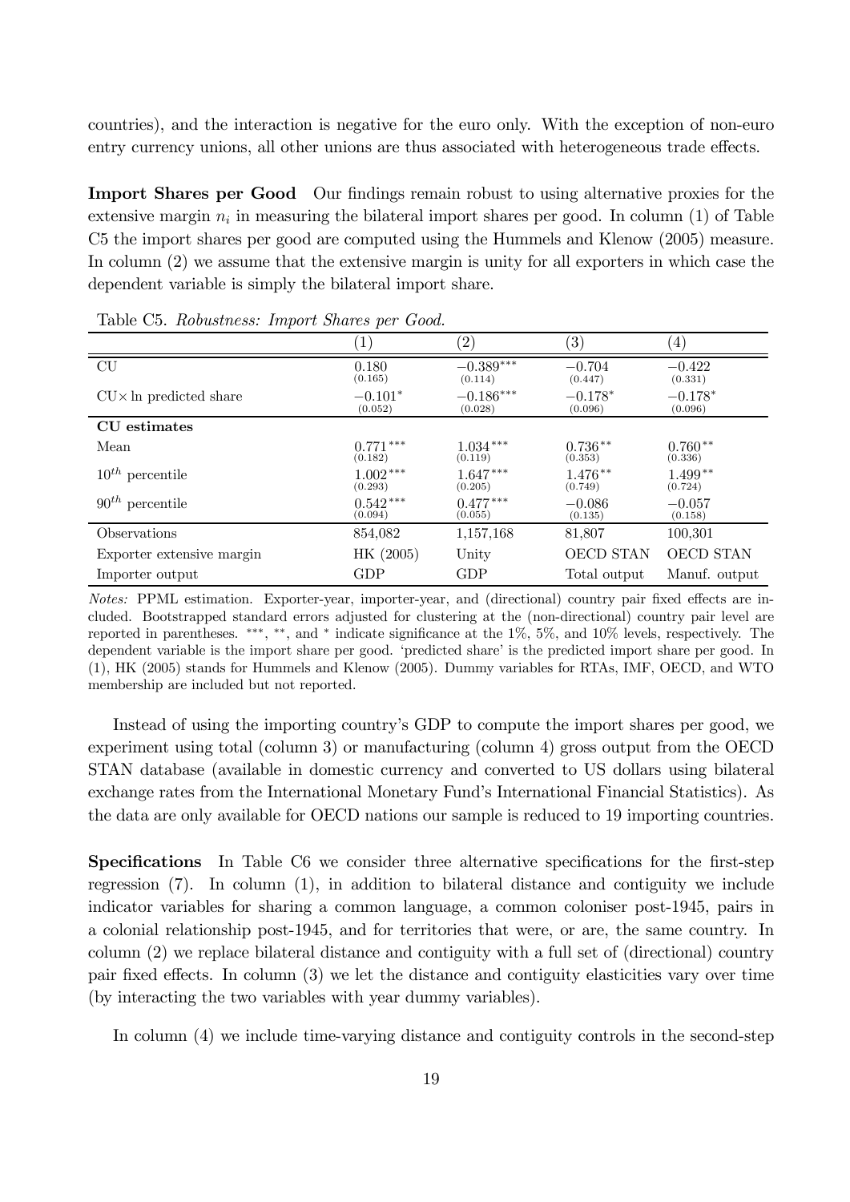countries), and the interaction is negative for the euro only. With the exception of non-euro entry currency unions, all other unions are thus associated with heterogeneous trade effects.

**Import Shares per Good** Our findings remain robust to using alternative proxies for the extensive margin $n_i$ in measuring the bilateral import shares per good. In column (1) of Table C5 the import shares per good are computed using the Hummels and Klenow (2005) measure. In column (2) we assume that the extensive margin is unity for all exporters in which case the dependent variable is simply the bilateral import share.

Table C5. *Robustness: Import Shares per Good.*

| | (1) | (2) | (3) | (4) |
|---|---|---|---|---|
| CU | 0.180 (0.165) | $-0.389^{***}$ (0.114) | $-0.704$ (0.447) | $-0.422$ (0.331) |
| CU$\times$ ln predicted share | $-0.101^{*}$ (0.052) | $-0.186^{***}$ (0.028) | $-0.178^{*}$ (0.096) | $-0.178^{*}$ (0.096) |
| **CU estimates** | | | | |
| Mean | $0.771^{***}$ (0.182) | $1.034^{***}$ (0.119) | $0.736^{**}$ (0.353) | $0.760^{**}$ (0.336) |
| $10^{th}$ percentile | $1.002^{***}$ (0.293) | $1.647^{***}$ (0.205) | $1.476^{**}$ (0.749) | $1.499^{**}$ (0.724) |
| $90^{th}$ percentile | $0.542^{***}$ (0.094) | $0.477^{***}$ (0.055) | $-0.086$ (0.135) | $-0.057$ (0.158) |
| Observations | 854,082 | 1,157,168 | 81,807 | 100,301 |
| Exporter extensive margin | HK (2005) | Unity | OECD STAN | OECD STAN |
| Importer output | GDP | GDP | Total output | Manuf. output |

*Notes:* PPML estimation. Exporter-year, importer-year, and (directional) country pair fixed effects are included. Bootstrapped standard errors adjusted for clustering at the (non-directional) country pair level are reported in parentheses. ***, **, and * indicate significance at the 1%, 5%, and 10% levels, respectively. The dependent variable is the import share per good. 'predicted share' is the predicted import share per good. In (1), HK (2005) stands for Hummels and Klenow (2005). Dummy variables for RTAs, IMF, OECD, and WTO membership are included but not reported.

Instead of using the importing country's GDP to compute the import shares per good, we experiment using total (column 3) or manufacturing (column 4) gross output from the OECD STAN database (available in domestic currency and converted to US dollars using bilateral exchange rates from the International Monetary Fund's International Financial Statistics). As the data are only available for OECD nations our sample is reduced to 19 importing countries.

**Specifications** In Table C6 we consider three alternative specifications for the first-step regression (7). In column (1), in addition to bilateral distance and contiguity we include indicator variables for sharing a common language, a common coloniser post-1945, pairs in a colonial relationship post-1945, and for territories that were, or are, the same country. In column (2) we replace bilateral distance and contiguity with a full set of (directional) country pair fixed effects. In column (3) we let the distance and contiguity elasticities vary over time (by interacting the two variables with year dummy variables).

In column (4) we include time-varying distance and contiguity controls in the second-step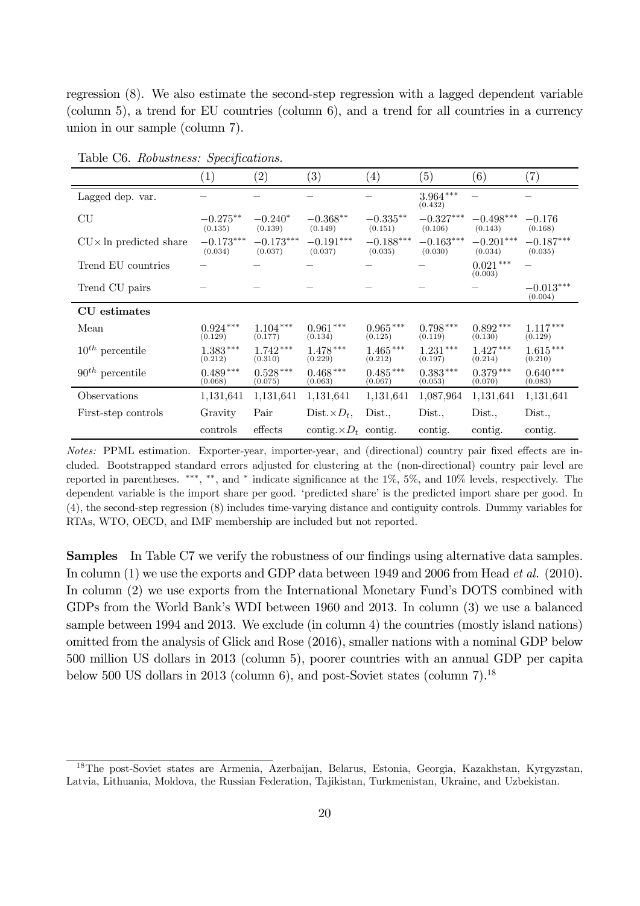regression (8). We also estimate the second-step regression with a lagged dependent variable (column 5), a trend for EU countries (column 6), and a trend for all countries in a currency union in our sample (column 7).

Table C6. *Robustness: Specifications.*

| | (1) | (2) | (3) | (4) | (5) | (6) | (7) |
|---|---|---|---|---|---|---|---|
| Lagged dep. var. | – | – | – | – | $3.964^{***}$ (0.432) | – | – |
| CU | $-0.275^{**}$ (0.135) | $-0.240^{*}$ (0.139) | $-0.368^{**}$ (0.149) | $-0.335^{**}$ (0.151) | $-0.327^{***}$ (0.106) | $-0.498^{***}$ (0.143) | $-0.176$ (0.168) |
| CU× ln predicted share | $-0.173^{***}$ (0.034) | $-0.173^{***}$ (0.037) | $-0.191^{***}$ (0.037) | $-0.188^{***}$ (0.035) | $-0.163^{***}$ (0.030) | $-0.201^{***}$ (0.034) | $-0.187^{***}$ (0.035) |
| Trend EU countries | – | – | – | – | – | $0.021^{***}$ (0.003) | – |
| Trend CU pairs | – | – | – | – | – | – | $-0.013^{***}$ (0.004) |
| **CU estimates** | | | | | | | |
| Mean | $0.924^{***}$ (0.129) | $1.104^{***}$ (0.177) | $0.961^{***}$ (0.134) | $0.965^{***}$ (0.125) | $0.798^{***}$ (0.119) | $0.892^{***}$ (0.130) | $1.117^{***}$ (0.129) |
| $10^{th}$ percentile | $1.383^{***}$ (0.212) | $1.742^{***}$ (0.310) | $1.478^{***}$ (0.229) | $1.465^{***}$ (0.212) | $1.231^{***}$ (0.197) | $1.427^{***}$ (0.214) | $1.615^{***}$ (0.210) |
| $90^{th}$ percentile | $0.489^{***}$ (0.068) | $0.528^{***}$ (0.075) | $0.468^{***}$ (0.063) | $0.485^{***}$ (0.067) | $0.383^{***}$ (0.053) | $0.379^{***}$ (0.070) | $0.640^{***}$ (0.083) |
| Observations | 1,131,641 | 1,131,641 | 1,131,641 | 1,131,641 | 1,087,964 | 1,131,641 | 1,131,641 |
| First-step controls | Gravity controls | Pair effects | Dist.$\times D_t$, contig.$\times D_t$ | Dist., contig. | Dist., contig. | Dist., contig. | Dist., contig. |

*Notes:* PPML estimation. Exporter-year, importer-year, and (directional) country pair fixed effects are included. Bootstrapped standard errors adjusted for clustering at the (non-directional) country pair level are reported in parentheses. ***, **, and * indicate significance at the 1%, 5%, and 10% levels, respectively. The dependent variable is the import share per good. 'predicted share' is the predicted import share per good. In (4), the second-step regression (8) includes time-varying distance and contiguity controls. Dummy variables for RTAs, WTO, OECD, and IMF membership are included but not reported.

**Samples** In Table C7 we verify the robustness of our findings using alternative data samples. In column (1) we use the exports and GDP data between 1949 and 2006 from Head *et al.* (2010). In column (2) we use exports from the International Monetary Fund's DOTS combined with GDPs from the World Bank's WDI between 1960 and 2013. In column (3) we use a balanced sample between 1994 and 2013. We exclude (in column 4) the countries (mostly island nations) omitted from the analysis of Glick and Rose (2016), smaller nations with a nominal GDP below 500 million US dollars in 2013 (column 5), poorer countries with an annual GDP per capita below 500 US dollars in 2013 (column 6), and post-Soviet states (column 7).[18]

[18] The post-Soviet states are Armenia, Azerbaijan, Belarus, Estonia, Georgia, Kazakhstan, Kyrgyzstan, Latvia, Lithuania, Moldova, the Russian Federation, Tajikistan, Turkmenistan, Ukraine, and Uzbekistan.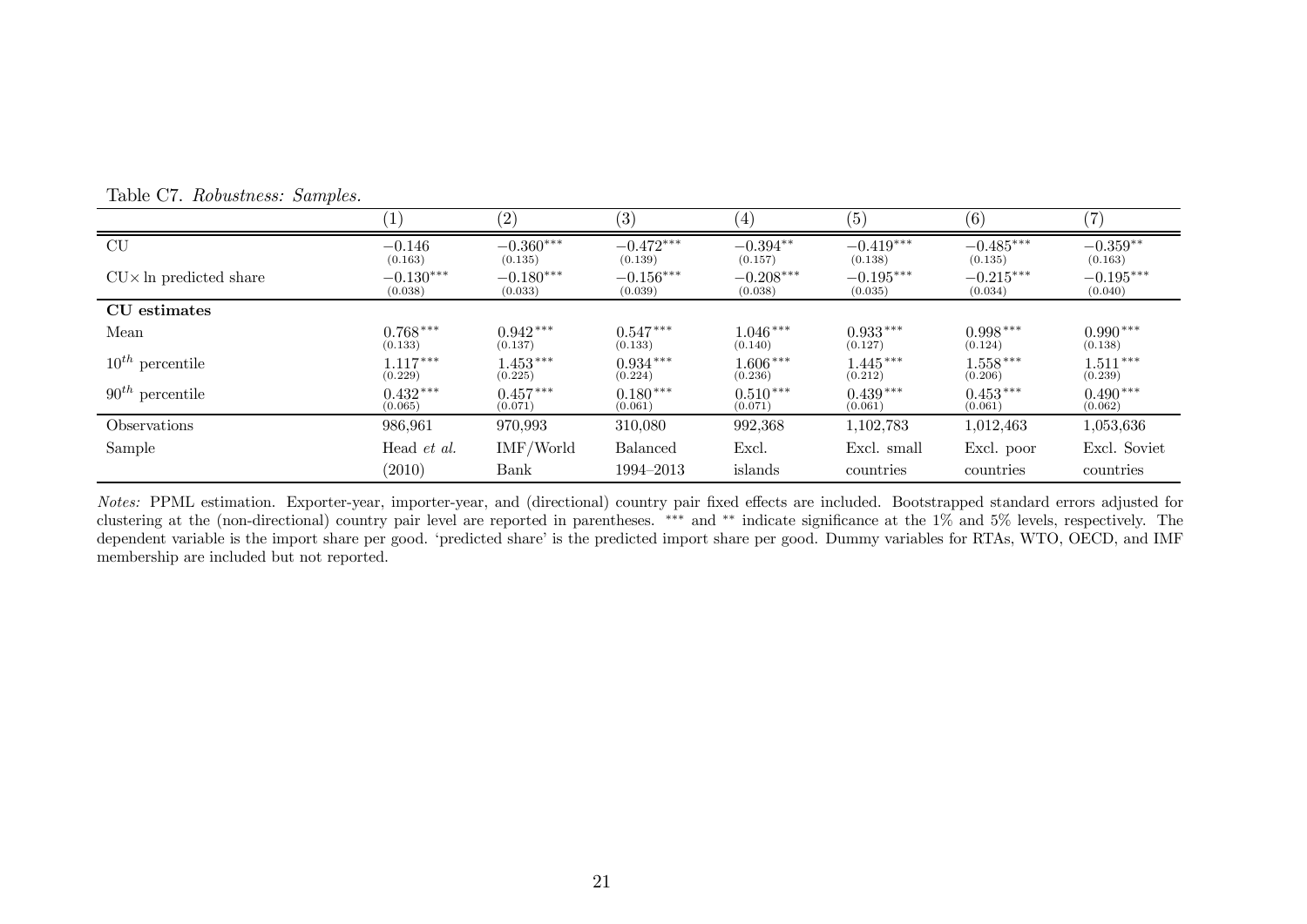Table C7. *Robustness: Samples.*

| | (1) | (2) | (3) | (4) | (5) | (6) | (7) |
|---|---|---|---|---|---|---|---|
| CU | −0.146 (0.163) | −0.360*** (0.135) | −0.472*** (0.139) | −0.394** (0.157) | −0.419*** (0.138) | −0.485*** (0.135) | −0.359** (0.163) |
| CU× ln predicted share | −0.130*** (0.038) | −0.180*** (0.033) | −0.156*** (0.039) | −0.208*** (0.038) | −0.195*** (0.035) | −0.215*** (0.034) | −0.195*** (0.040) |
| **CU estimates** | | | | | | | |
| Mean | 0.768*** (0.133) | 0.942*** (0.137) | 0.547*** (0.133) | 1.046*** (0.140) | 0.933*** (0.127) | 0.998*** (0.124) | 0.990*** (0.138) |
| $10^{th}$ percentile | 1.117*** (0.229) | 1.453*** (0.225) | 0.934*** (0.224) | 1.606*** (0.236) | 1.445*** (0.212) | 1.558*** (0.206) | 1.511*** (0.239) |
| $90^{th}$ percentile | 0.432*** (0.065) | 0.457*** (0.071) | 0.180*** (0.061) | 0.510*** (0.071) | 0.439*** (0.061) | 0.453*** (0.061) | 0.490*** (0.062) |
| Observations | 986,961 | 970,993 | 310,080 | 992,368 | 1,102,783 | 1,012,463 | 1,053,636 |
| Sample | Head *et al.* (2010) | IMF/World Bank | Balanced 1994–2013 | Excl. islands | Excl. small countries | Excl. poor countries | Excl. Soviet countries |

*Notes:* PPML estimation. Exporter-year, importer-year, and (directional) country pair fixed effects are included. Bootstrapped standard errors adjusted for clustering at the (non-directional) country pair level are reported in parentheses. *** and ** indicate significance at the 1% and 5% levels, respectively. The dependent variable is the import share per good. 'predicted share' is the predicted import share per good. Dummy variables for RTAs, WTO, OECD, and IMF membership are included but not reported.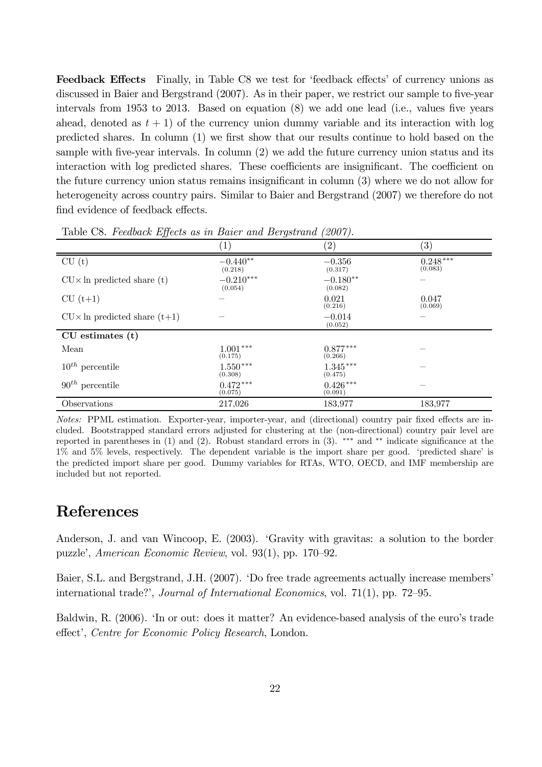**Feedback Effects** Finally, in Table C8 we test for 'feedback effects' of currency unions as discussed in Baier and Bergstrand (2007). As in their paper, we restrict our sample to five-year intervals from 1953 to 2013. Based on equation (8) we add one lead (i.e., values five years ahead, denoted as $t + 1$) of the currency union dummy variable and its interaction with log predicted shares. In column (1) we first show that our results continue to hold based on the sample with five-year intervals. In column (2) we add the future currency union status and its interaction with log predicted shares. These coefficients are insignificant. The coefficient on the future currency union status remains insignificant in column (3) where we do not allow for heterogeneity across country pairs. Similar to Baier and Bergstrand (2007) we therefore do not find evidence of feedback effects.

Table C8. *Feedback Effects as in Baier and Bergstrand (2007).*

| | (1) | (2) | (3) |
|---|---|---|---|
| CU (t) | $-0.440^{**}$ (0.218) | $-0.356$ (0.317) | $0.248^{***}$ (0.083) |
| CU× ln predicted share (t) | $-0.210^{***}$ (0.054) | $-0.180^{**}$ (0.082) | – |
| CU (t+1) | – | 0.021 (0.216) | 0.047 (0.069) |
| CU× ln predicted share (t+1) | – | $-0.014$ (0.052) | – |
| **CU estimates (t)** | | | |
| Mean | $1.001^{***}$ (0.175) | $0.877^{***}$ (0.266) | – |
| $10^{th}$ percentile | $1.550^{***}$ (0.308) | $1.345^{***}$ (0.475) | – |
| $90^{th}$ percentile | $0.472^{***}$ (0.075) | $0.426^{***}$ (0.091) | – |
| Observations | 217,026 | 183,977 | 183,977 |

*Notes:* PPML estimation. Exporter-year, importer-year, and (directional) country pair fixed effects are included. Bootstrapped standard errors adjusted for clustering at the (non-directional) country pair level are reported in parentheses in (1) and (2). Robust standard errors in (3). *** and ** indicate significance at the 1% and 5% levels, respectively. The dependent variable is the import share per good. 'predicted share' is the predicted import share per good. Dummy variables for RTAs, WTO, OECD, and IMF membership are included but not reported.

# References

Anderson, J. and van Wincoop, E. (2003). 'Gravity with gravitas: a solution to the border puzzle', *American Economic Review*, vol. 93(1), pp. 170–92.

Baier, S.L. and Bergstrand, J.H. (2007). 'Do free trade agreements actually increase members' international trade?', *Journal of International Economics*, vol. 71(1), pp. 72–95.

Baldwin, R. (2006). 'In or out: does it matter? An evidence-based analysis of the euro's trade effect', *Centre for Economic Policy Research*, London.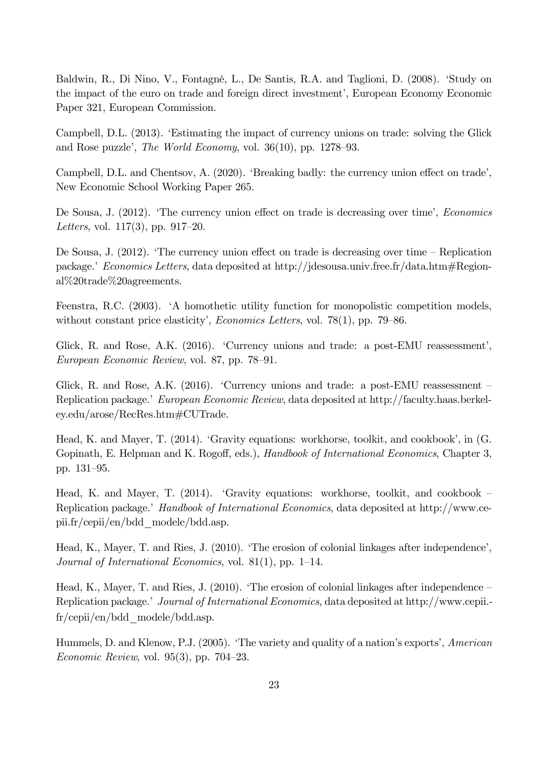Baldwin, R., Di Nino, V., Fontagné, L., De Santis, R.A. and Taglioni, D. (2008). 'Study on the impact of the euro on trade and foreign direct investment', European Economy Economic Paper 321, European Commission.

Campbell, D.L. (2013). 'Estimating the impact of currency unions on trade: solving the Glick and Rose puzzle', *The World Economy*, vol. 36(10), pp. 1278–93.

Campbell, D.L. and Chentsov, A. (2020). 'Breaking badly: the currency union effect on trade', New Economic School Working Paper 265.

De Sousa, J. (2012). 'The currency union effect on trade is decreasing over time', *Economics Letters*, vol. 117(3), pp. 917–20.

De Sousa, J. (2012). 'The currency union effect on trade is decreasing over time – Replication package.' *Economics Letters*, data deposited at http://jdesousa.univ.free.fr/data.htm#Regional%20trade%20agreements.

Feenstra, R.C. (2003). 'A homothetic utility function for monopolistic competition models, without constant price elasticity', *Economics Letters*, vol. 78(1), pp. 79–86.

Glick, R. and Rose, A.K. (2016). 'Currency unions and trade: a post-EMU reassessment', *European Economic Review*, vol. 87, pp. 78–91.

Glick, R. and Rose, A.K. (2016). 'Currency unions and trade: a post-EMU reassessment – Replication package.' *European Economic Review*, data deposited at http://faculty.haas.berkeley.edu/arose/RecRes.htm#CUTrade.

Head, K. and Mayer, T. (2014). 'Gravity equations: workhorse, toolkit, and cookbook', in (G. Gopinath, E. Helpman and K. Rogoff, eds.), *Handbook of International Economics*, Chapter 3, pp. 131–95.

Head, K. and Mayer, T. (2014). 'Gravity equations: workhorse, toolkit, and cookbook – Replication package.' *Handbook of International Economics*, data deposited at http://www.cepii.fr/cepii/en/bdd_modele/bdd.asp.

Head, K., Mayer, T. and Ries, J. (2010). 'The erosion of colonial linkages after independence', *Journal of International Economics*, vol. 81(1), pp. 1–14.

Head, K., Mayer, T. and Ries, J. (2010). 'The erosion of colonial linkages after independence – Replication package.' *Journal of International Economics*, data deposited at http://www.cepii.fr/cepii/en/bdd_modele/bdd.asp.

Hummels, D. and Klenow, P.J. (2005). 'The variety and quality of a nation's exports', *American Economic Review*, vol. 95(3), pp. 704–23.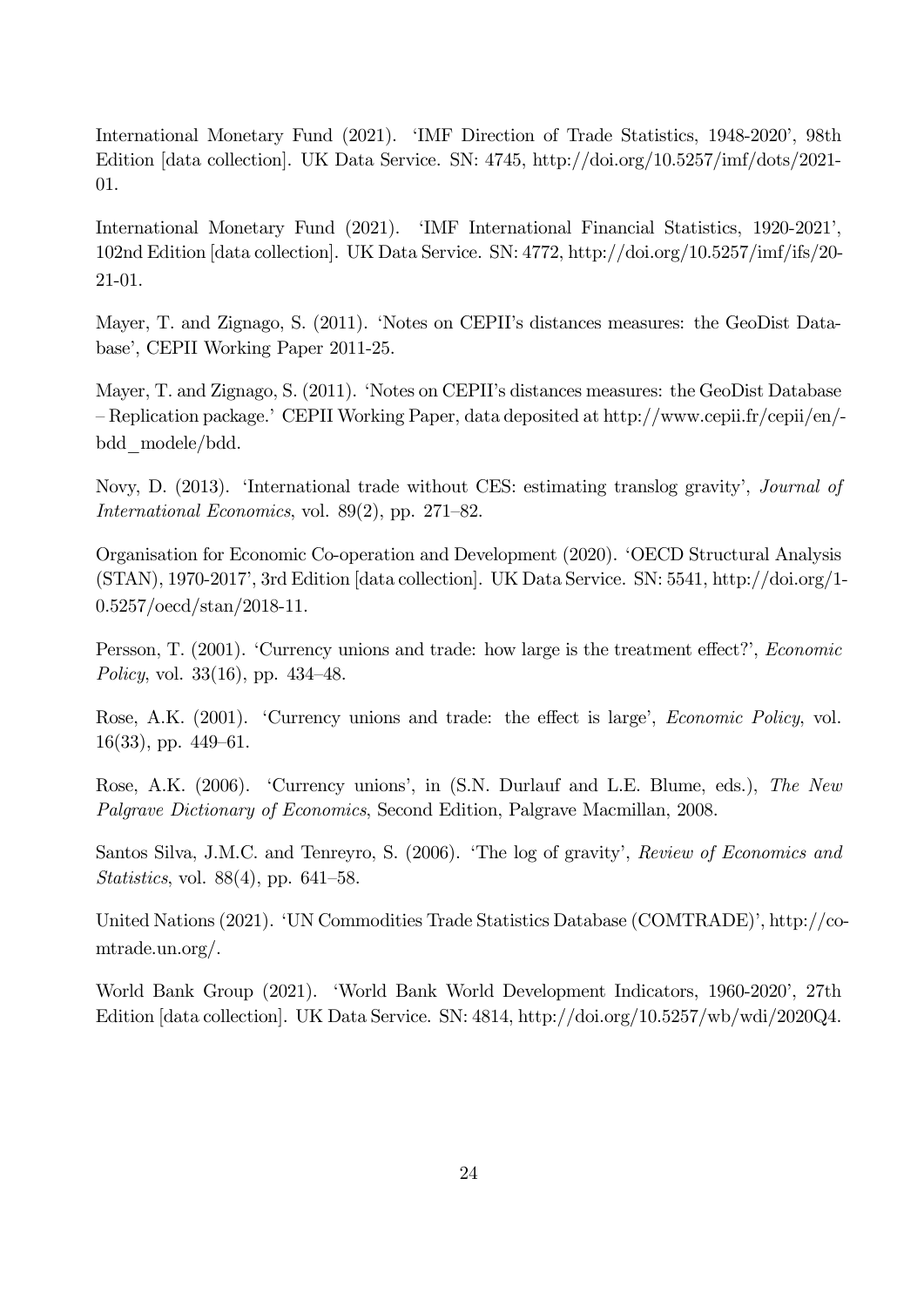International Monetary Fund (2021). 'IMF Direction of Trade Statistics, 1948-2020', 98th Edition [data collection]. UK Data Service. SN: 4745, http://doi.org/10.5257/imf/dots/2021-01.

International Monetary Fund (2021). 'IMF International Financial Statistics, 1920-2021', 102nd Edition [data collection]. UK Data Service. SN: 4772, http://doi.org/10.5257/imf/ifs/2021-01.

Mayer, T. and Zignago, S. (2011). 'Notes on CEPII's distances measures: the GeoDist Database', CEPII Working Paper 2011-25.

Mayer, T. and Zignago, S. (2011). 'Notes on CEPII's distances measures: the GeoDist Database – Replication package.' CEPII Working Paper, data deposited at http://www.cepii.fr/cepii/en/bdd_modele/bdd.

Novy, D. (2013). 'International trade without CES: estimating translog gravity', *Journal of International Economics*, vol. 89(2), pp. 271–82.

Organisation for Economic Co-operation and Development (2020). 'OECD Structural Analysis (STAN), 1970-2017', 3rd Edition [data collection]. UK Data Service. SN: 5541, http://doi.org/10.5257/oecd/stan/2018-11.

Persson, T. (2001). 'Currency unions and trade: how large is the treatment effect?', *Economic Policy*, vol. 33(16), pp. 434–48.

Rose, A.K. (2001). 'Currency unions and trade: the effect is large', *Economic Policy*, vol. 16(33), pp. 449–61.

Rose, A.K. (2006). 'Currency unions', in (S.N. Durlauf and L.E. Blume, eds.), *The New Palgrave Dictionary of Economics*, Second Edition, Palgrave Macmillan, 2008.

Santos Silva, J.M.C. and Tenreyro, S. (2006). 'The log of gravity', *Review of Economics and Statistics*, vol. 88(4), pp. 641–58.

United Nations (2021). 'UN Commodities Trade Statistics Database (COMTRADE)', http://comtrade.un.org/.

World Bank Group (2021). 'World Bank World Development Indicators, 1960-2020', 27th Edition [data collection]. UK Data Service. SN: 4814, http://doi.org/10.5257/wb/wdi/2020Q4.